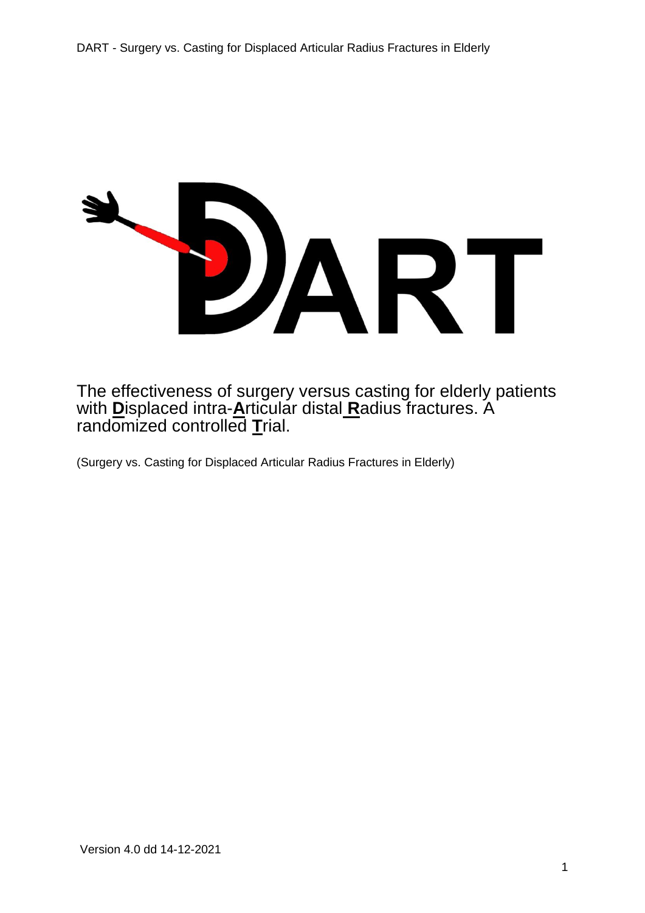# DART

The effectiveness of surgery versus casting for elderly patients with **D**isplaced intra-**A**rticular distal **R**adius fractures. A randomized controlled **T**rial.

(Surgery vs. Casting for Displaced Articular Radius Fractures in Elderly)

Version 4.0 dd 14-12-2021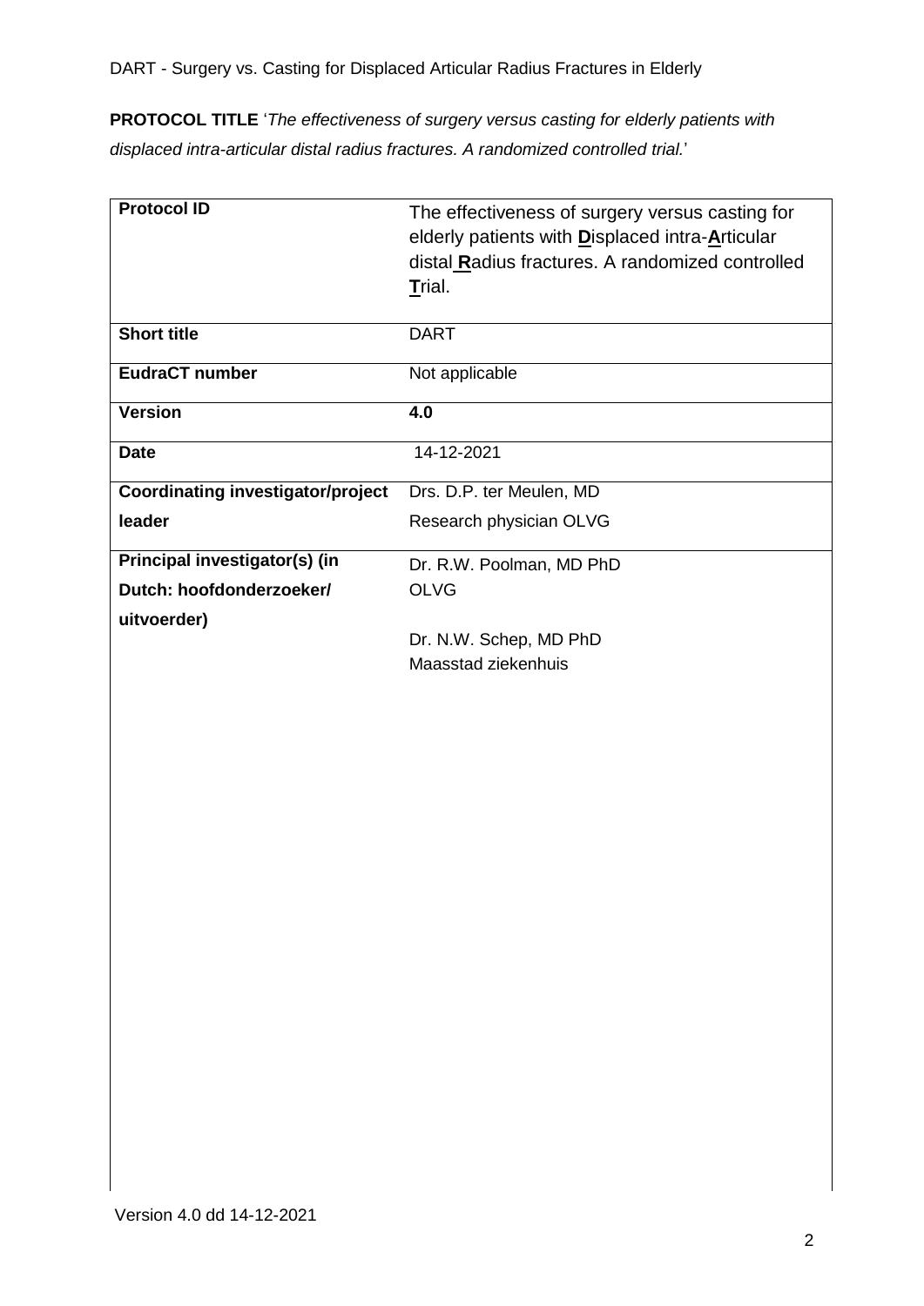**PROTOCOL TITLE** '*The effectiveness of surgery versus casting for elderly patients with displaced intra-articular distal radius fractures. A randomized controlled trial.*'

| | |
|---|---|
| **Protocol ID** | The effectiveness of surgery versus casting for elderly patients with **D**isplaced intra-**A**rticular distal **R**adius fractures. A randomized controlled **T**rial. |
| **Short title** | DART |
| **EudraCT number** | Not applicable |
| **Version** | **4.0** |
| **Date** | 14-12-2021 |
| **Coordinating investigator/project leader** | Drs. D.P. ter Meulen, MD<br>Research physician OLVG |
| **Principal investigator(s) (in Dutch: hoofdonderzoeker/ uitvoerder)** | Dr. R.W. Poolman, MD PhD<br>OLVG<br><br>Dr. N.W. Schep, MD PhD<br>Maasstad ziekenhuis |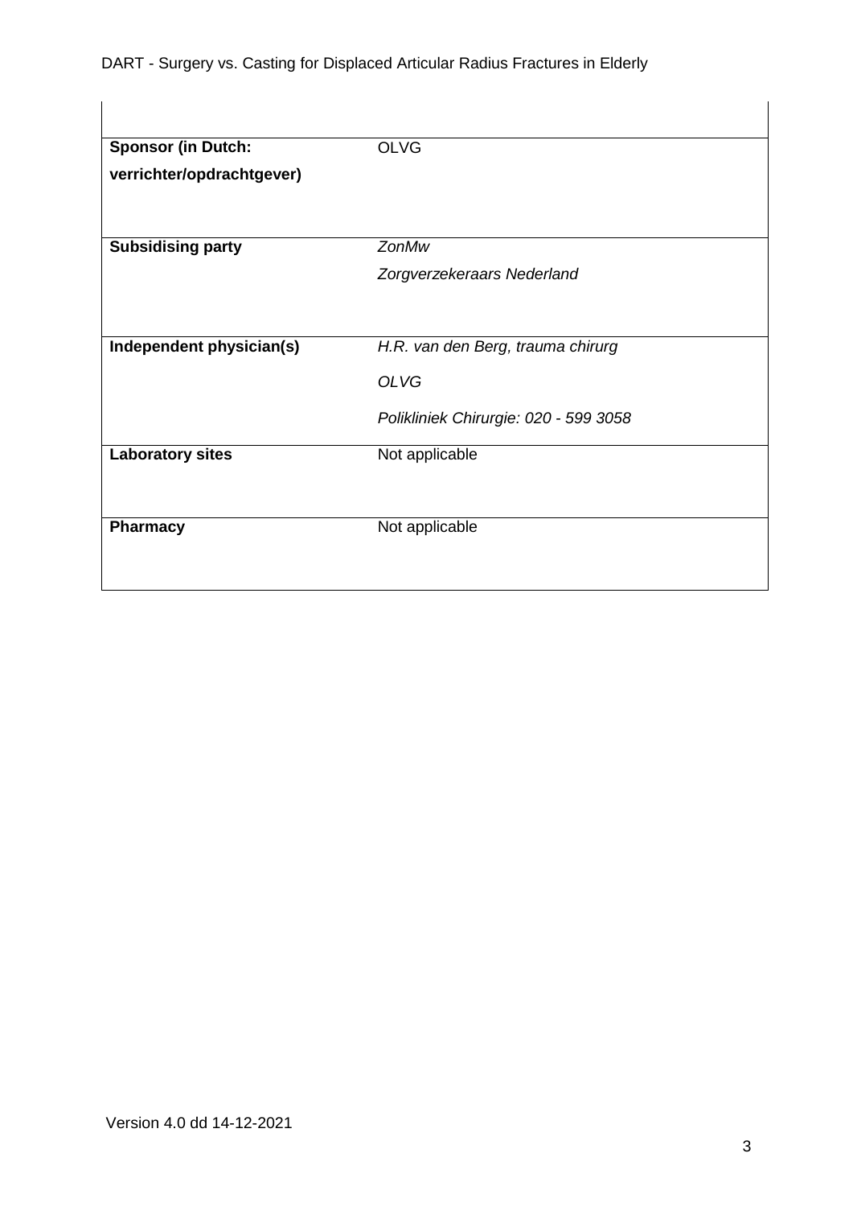| | |
|---|---|
| **Sponsor (in Dutch: verrichter/opdrachtgever)** | OLVG |
| **Subsidising party** | *ZonMw*<br>*Zorgverzekeraars Nederland* |
| **Independent physician(s)** | *H.R. van den Berg, trauma chirurg*<br>*OLVG*<br>*Polikliniek Chirurgie: 020 - 599 3058* |
| **Laboratory sites** | Not applicable |
| **Pharmacy** | Not applicable |

Version 4.0 dd 14-12-2021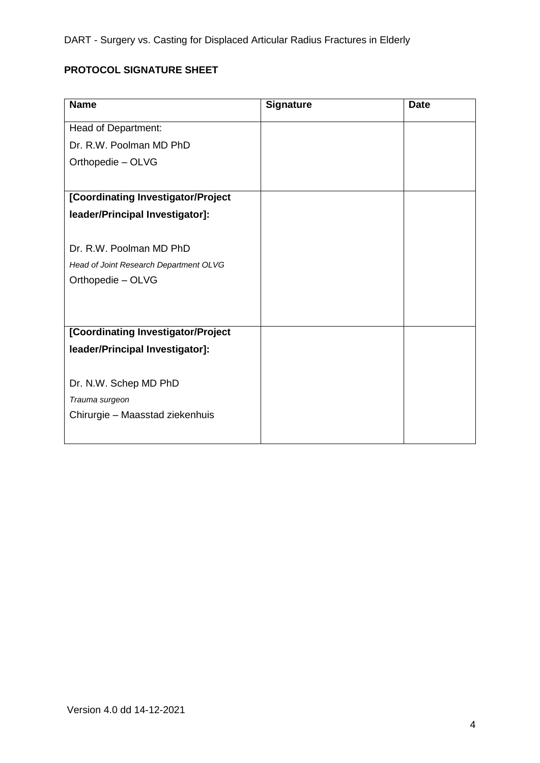**PROTOCOL SIGNATURE SHEET**

| Name | Signature | Date |
|---|---|---|
| Head of Department:<br>Dr. R.W. Poolman MD PhD<br>Orthopedie – OLVG | | |
| **[Coordinating Investigator/Project leader/Principal Investigator]:**<br><br>Dr. R.W. Poolman MD PhD<br>*Head of Joint Research Department OLVG*<br>Orthopedie – OLVG | | |
| **[Coordinating Investigator/Project leader/Principal Investigator]:**<br><br>Dr. N.W. Schep MD PhD<br>*Trauma surgeon*<br>Chirurgie – Maasstad ziekenhuis | | |

Version 4.0 dd 14-12-2021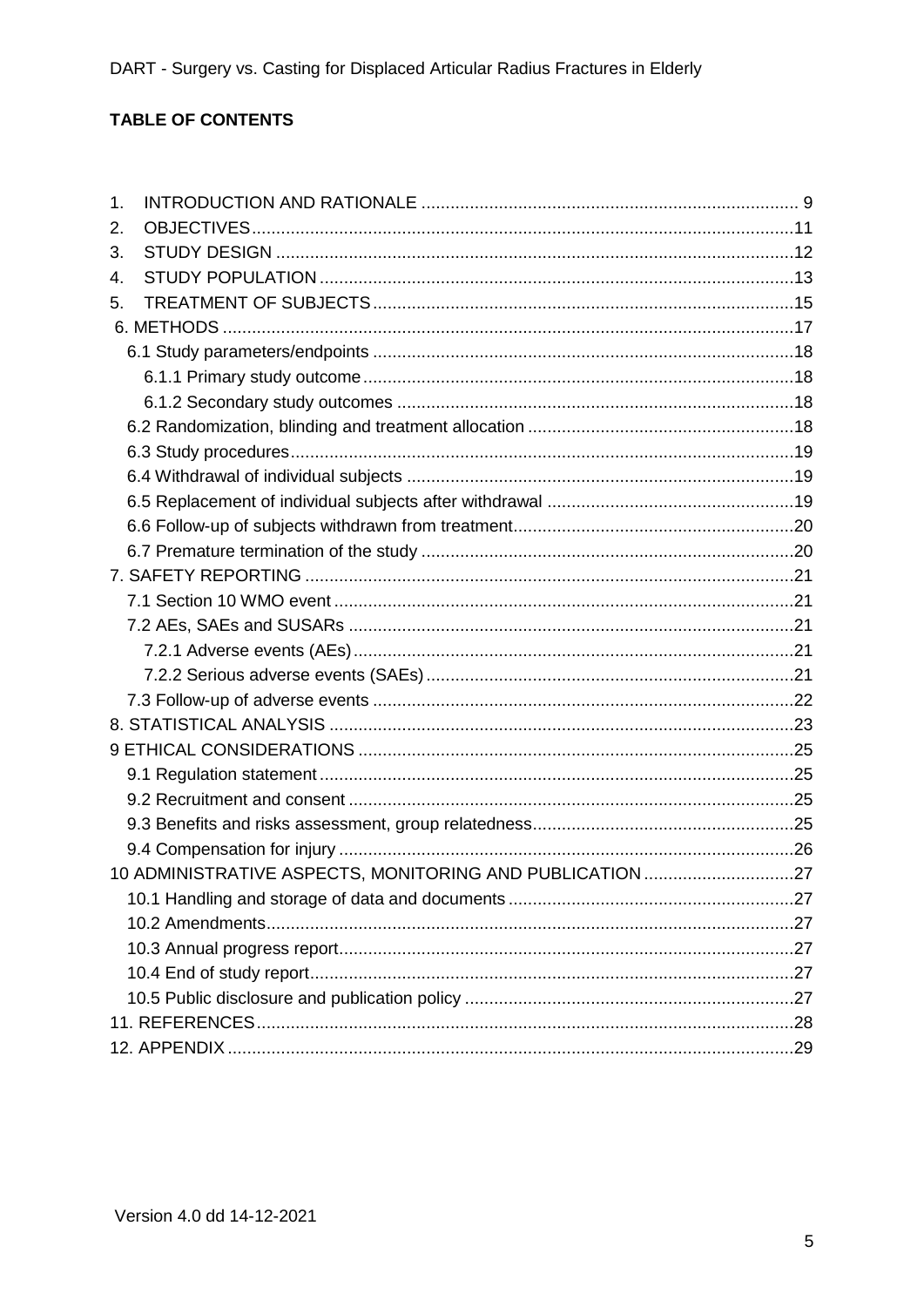## TABLE OF CONTENTS

1. INTRODUCTION AND RATIONALE ..... 9
2. OBJECTIVES ..... 11
3. STUDY DESIGN ..... 12
4. STUDY POPULATION ..... 13
5. TREATMENT OF SUBJECTS ..... 15

6. METHODS ..... 17
   - 6.1 Study parameters/endpoints ..... 18
     - 6.1.1 Primary study outcome ..... 18
     - 6.1.2 Secondary study outcomes ..... 18
   - 6.2 Randomization, blinding and treatment allocation ..... 18
   - 6.3 Study procedures ..... 19
   - 6.4 Withdrawal of individual subjects ..... 19
   - 6.5 Replacement of individual subjects after withdrawal ..... 19
   - 6.6 Follow-up of subjects withdrawn from treatment ..... 20
   - 6.7 Premature termination of the study ..... 20

7. SAFETY REPORTING ..... 21
   - 7.1 Section 10 WMO event ..... 21
   - 7.2 AEs, SAEs and SUSARs ..... 21
     - 7.2.1 Adverse events (AEs) ..... 21
     - 7.2.2 Serious adverse events (SAEs) ..... 21
   - 7.3 Follow-up of adverse events ..... 22

8. STATISTICAL ANALYSIS ..... 23

9 ETHICAL CONSIDERATIONS ..... 25
   - 9.1 Regulation statement ..... 25
   - 9.2 Recruitment and consent ..... 25
   - 9.3 Benefits and risks assessment, group relatedness ..... 25
   - 9.4 Compensation for injury ..... 26

10 ADMINISTRATIVE ASPECTS, MONITORING AND PUBLICATION ..... 27
   - 10.1 Handling and storage of data and documents ..... 27
   - 10.2 Amendments ..... 27
   - 10.3 Annual progress report ..... 27
   - 10.4 End of study report ..... 27
   - 10.5 Public disclosure and publication policy ..... 27

11. REFERENCES ..... 28

12. APPENDIX ..... 29

Version 4.0 dd 14-12-2021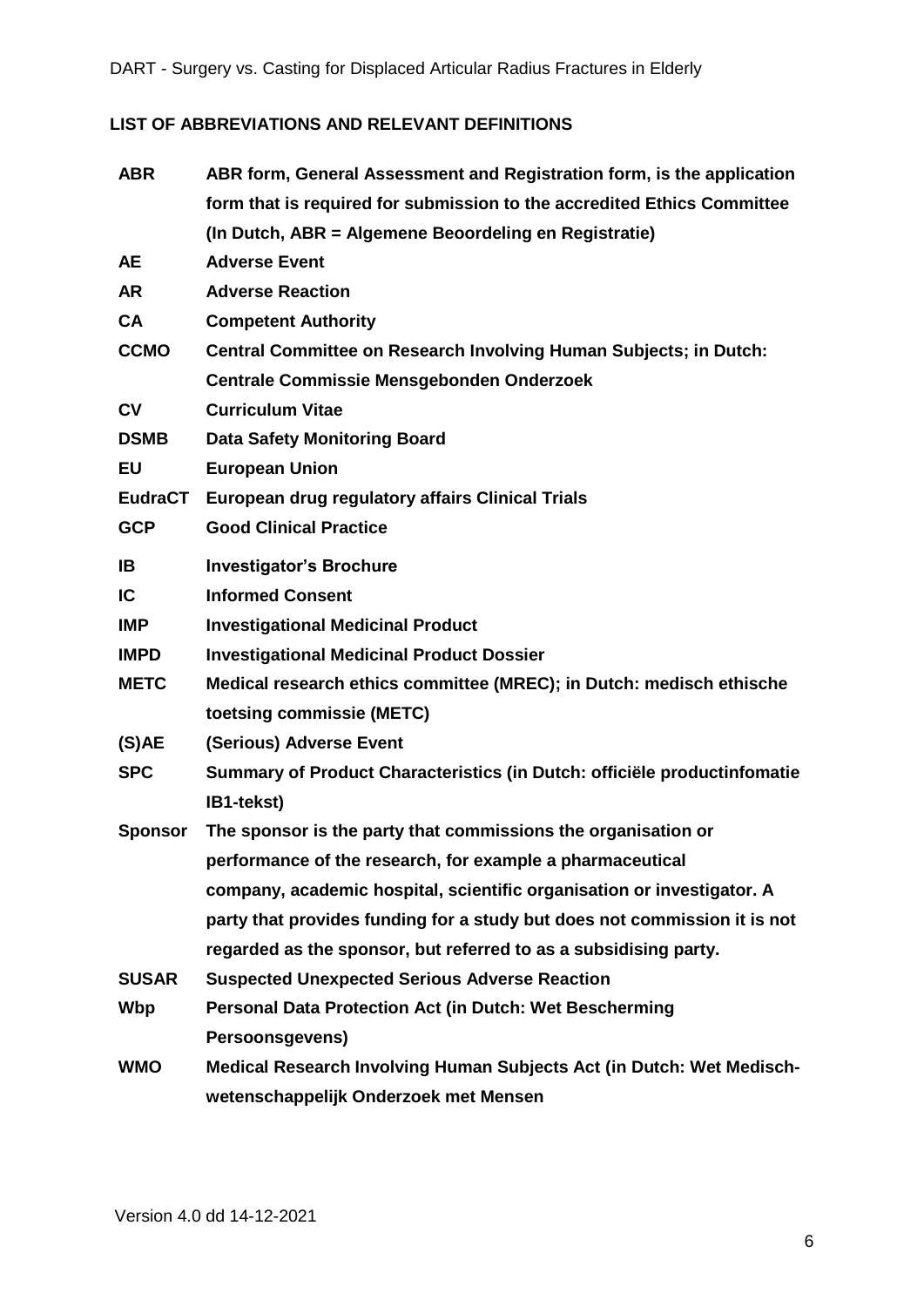## LIST OF ABBREVIATIONS AND RELEVANT DEFINITIONS

| | |
|---|---|
| **ABR** | **ABR form, General Assessment and Registration form, is the application form that is required for submission to the accredited Ethics Committee (In Dutch, ABR = Algemene Beoordeling en Registratie)** |
| **AE** | **Adverse Event** |
| **AR** | **Adverse Reaction** |
| **CA** | **Competent Authority** |
| **CCMO** | **Central Committee on Research Involving Human Subjects; in Dutch: Centrale Commissie Mensgebonden Onderzoek** |
| **CV** | **Curriculum Vitae** |
| **DSMB** | **Data Safety Monitoring Board** |
| **EU** | **European Union** |
| **EudraCT** | **European drug regulatory affairs Clinical Trials** |
| **GCP** | **Good Clinical Practice** |
| **IB** | **Investigator's Brochure** |
| **IC** | **Informed Consent** |
| **IMP** | **Investigational Medicinal Product** |
| **IMPD** | **Investigational Medicinal Product Dossier** |
| **METC** | **Medical research ethics committee (MREC); in Dutch: medisch ethische toetsing commissie (METC)** |
| **(S)AE** | **(Serious) Adverse Event** |
| **SPC** | **Summary of Product Characteristics (in Dutch: officiële productinfomatie IB1-tekst)** |
| **Sponsor** | **The sponsor is the party that commissions the organisation or performance of the research, for example a pharmaceutical company, academic hospital, scientific organisation or investigator. A party that provides funding for a study but does not commission it is not regarded as the sponsor, but referred to as a subsidising party.** |
| **SUSAR** | **Suspected Unexpected Serious Adverse Reaction** |
| **Wbp** | **Personal Data Protection Act (in Dutch: Wet Bescherming Persoonsgevens)** |
| **WMO** | **Medical Research Involving Human Subjects Act (in Dutch: Wet Medisch-wetenschappelijk Onderzoek met Mensen** |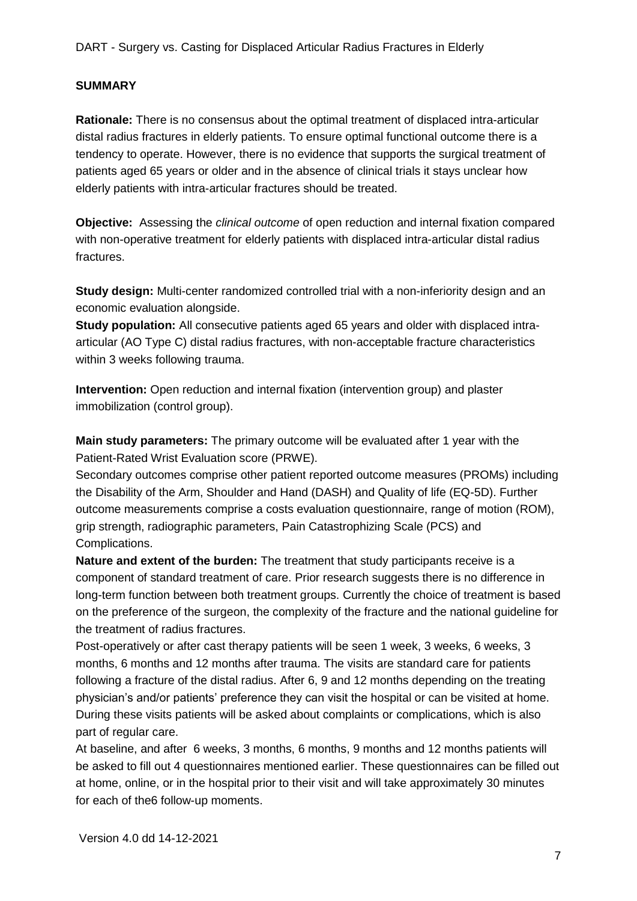## SUMMARY

**Rationale:** There is no consensus about the optimal treatment of displaced intra-articular distal radius fractures in elderly patients. To ensure optimal functional outcome there is a tendency to operate. However, there is no evidence that supports the surgical treatment of patients aged 65 years or older and in the absence of clinical trials it stays unclear how elderly patients with intra-articular fractures should be treated.

**Objective:** Assessing the *clinical outcome* of open reduction and internal fixation compared with non-operative treatment for elderly patients with displaced intra-articular distal radius fractures.

**Study design:** Multi-center randomized controlled trial with a non-inferiority design and an economic evaluation alongside.

**Study population:** All consecutive patients aged 65 years and older with displaced intra-articular (AO Type C) distal radius fractures, with non-acceptable fracture characteristics within 3 weeks following trauma.

**Intervention:** Open reduction and internal fixation (intervention group) and plaster immobilization (control group).

**Main study parameters:** The primary outcome will be evaluated after 1 year with the Patient-Rated Wrist Evaluation score (PRWE).

Secondary outcomes comprise other patient reported outcome measures (PROMs) including the Disability of the Arm, Shoulder and Hand (DASH) and Quality of life (EQ-5D). Further outcome measurements comprise a costs evaluation questionnaire, range of motion (ROM), grip strength, radiographic parameters, Pain Catastrophizing Scale (PCS) and Complications.

**Nature and extent of the burden:** The treatment that study participants receive is a component of standard treatment of care. Prior research suggests there is no difference in long-term function between both treatment groups. Currently the choice of treatment is based on the preference of the surgeon, the complexity of the fracture and the national guideline for the treatment of radius fractures.

Post-operatively or after cast therapy patients will be seen 1 week, 3 weeks, 6 weeks, 3 months, 6 months and 12 months after trauma. The visits are standard care for patients following a fracture of the distal radius. After 6, 9 and 12 months depending on the treating physician's and/or patients' preference they can visit the hospital or can be visited at home. During these visits patients will be asked about complaints or complications, which is also part of regular care.

At baseline, and after 6 weeks, 3 months, 6 months, 9 months and 12 months patients will be asked to fill out 4 questionnaires mentioned earlier. These questionnaires can be filled out at home, online, or in the hospital prior to their visit and will take approximately 30 minutes for each of the6 follow-up moments.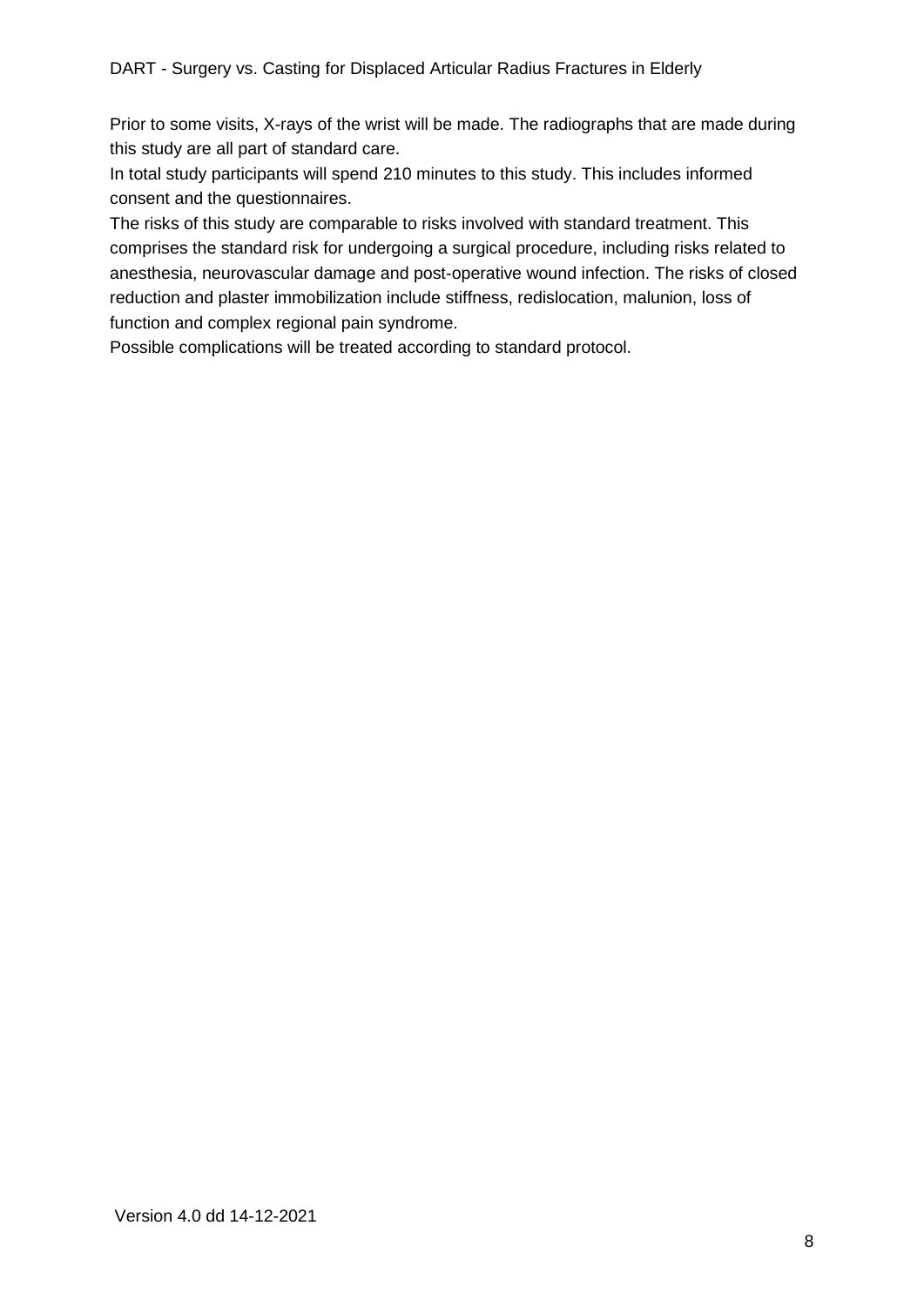Prior to some visits, X-rays of the wrist will be made. The radiographs that are made during this study are all part of standard care.

In total study participants will spend 210 minutes to this study. This includes informed consent and the questionnaires.

The risks of this study are comparable to risks involved with standard treatment. This comprises the standard risk for undergoing a surgical procedure, including risks related to anesthesia, neurovascular damage and post-operative wound infection. The risks of closed reduction and plaster immobilization include stiffness, redislocation, malunion, loss of function and complex regional pain syndrome.

Possible complications will be treated according to standard protocol.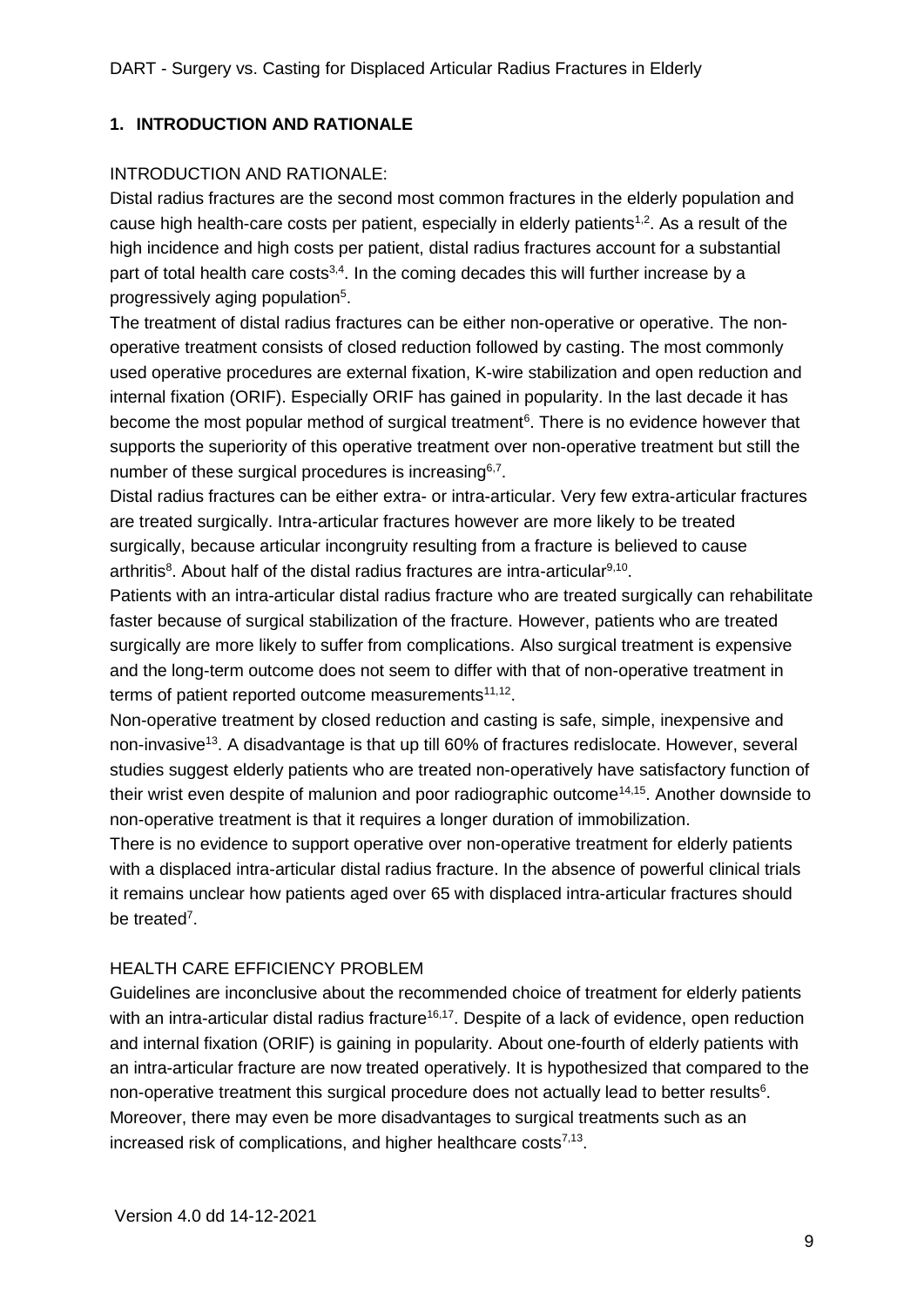## 1. INTRODUCTION AND RATIONALE

INTRODUCTION AND RATIONALE:

Distal radius fractures are the second most common fractures in the elderly population and cause high health-care costs per patient, especially in elderly patients[1,2]. As a result of the high incidence and high costs per patient, distal radius fractures account for a substantial part of total health care costs[3,4]. In the coming decades this will further increase by a progressively aging population[5].

The treatment of distal radius fractures can be either non-operative or operative. The non-operative treatment consists of closed reduction followed by casting. The most commonly used operative procedures are external fixation, K-wire stabilization and open reduction and internal fixation (ORIF). Especially ORIF has gained in popularity. In the last decade it has become the most popular method of surgical treatment[6]. There is no evidence however that supports the superiority of this operative treatment over non-operative treatment but still the number of these surgical procedures is increasing[6,7].

Distal radius fractures can be either extra- or intra-articular. Very few extra-articular fractures are treated surgically. Intra-articular fractures however are more likely to be treated surgically, because articular incongruity resulting from a fracture is believed to cause arthritis[8]. About half of the distal radius fractures are intra-articular[9,10].

Patients with an intra-articular distal radius fracture who are treated surgically can rehabilitate faster because of surgical stabilization of the fracture. However, patients who are treated surgically are more likely to suffer from complications. Also surgical treatment is expensive and the long-term outcome does not seem to differ with that of non-operative treatment in terms of patient reported outcome measurements[11,12].

Non-operative treatment by closed reduction and casting is safe, simple, inexpensive and non-invasive[13]. A disadvantage is that up till 60% of fractures redislocate. However, several studies suggest elderly patients who are treated non-operatively have satisfactory function of their wrist even despite of malunion and poor radiographic outcome[14,15]. Another downside to non-operative treatment is that it requires a longer duration of immobilization.

There is no evidence to support operative over non-operative treatment for elderly patients with a displaced intra-articular distal radius fracture. In the absence of powerful clinical trials it remains unclear how patients aged over 65 with displaced intra-articular fractures should be treated[7].

HEALTH CARE EFFICIENCY PROBLEM

Guidelines are inconclusive about the recommended choice of treatment for elderly patients with an intra-articular distal radius fracture[16,17]. Despite of a lack of evidence, open reduction and internal fixation (ORIF) is gaining in popularity. About one-fourth of elderly patients with an intra-articular fracture are now treated operatively. It is hypothesized that compared to the non-operative treatment this surgical procedure does not actually lead to better results[6]. Moreover, there may even be more disadvantages to surgical treatments such as an increased risk of complications, and higher healthcare costs[7,13].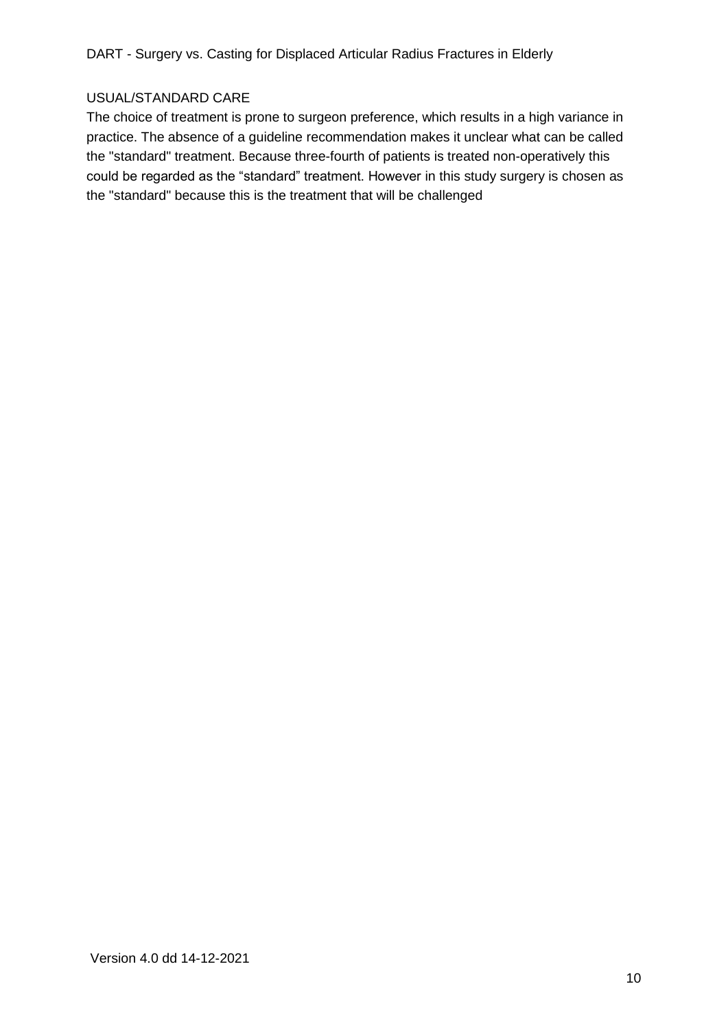## USUAL/STANDARD CARE

The choice of treatment is prone to surgeon preference, which results in a high variance in practice. The absence of a guideline recommendation makes it unclear what can be called the "standard" treatment. Because three-fourth of patients is treated non-operatively this could be regarded as the “standard” treatment. However in this study surgery is chosen as the "standard" because this is the treatment that will be challenged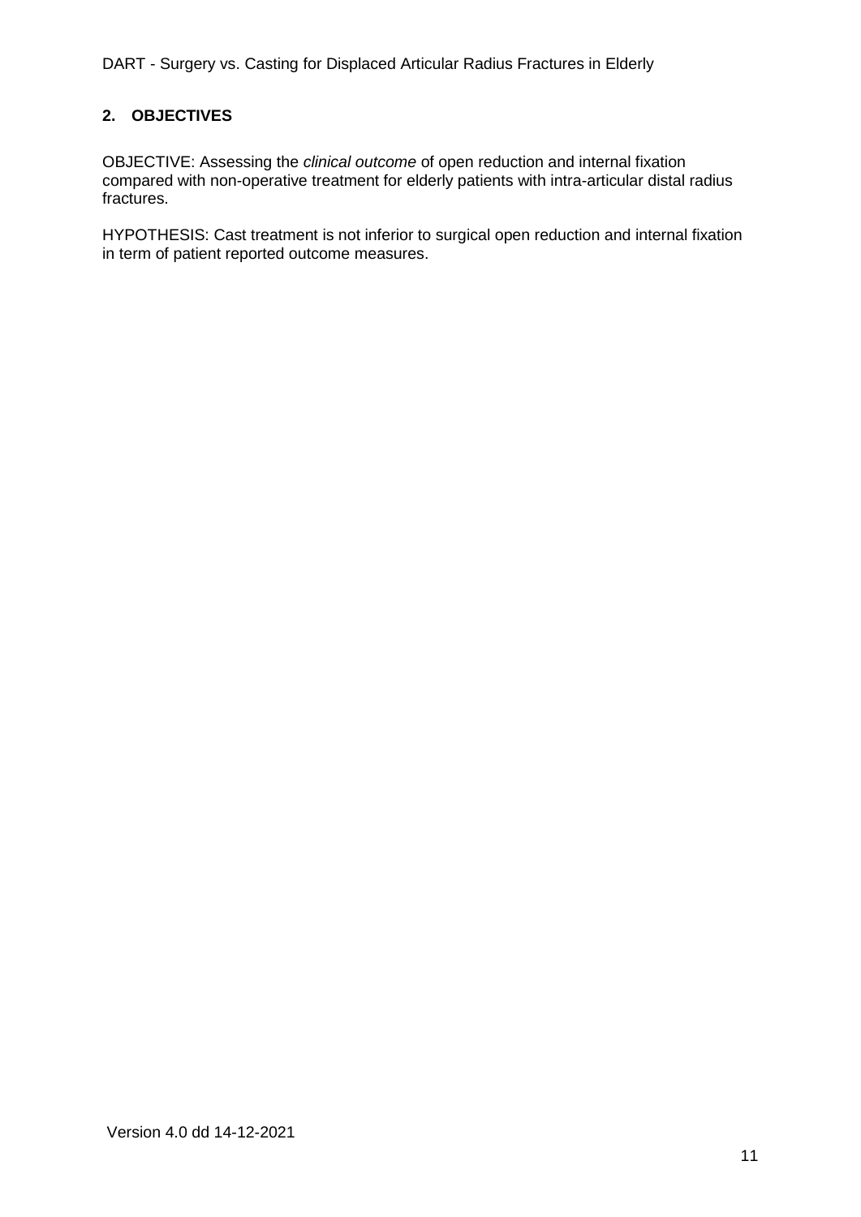## 2. OBJECTIVES

OBJECTIVE: Assessing the *clinical outcome* of open reduction and internal fixation compared with non-operative treatment for elderly patients with intra-articular distal radius fractures.

HYPOTHESIS: Cast treatment is not inferior to surgical open reduction and internal fixation in term of patient reported outcome measures.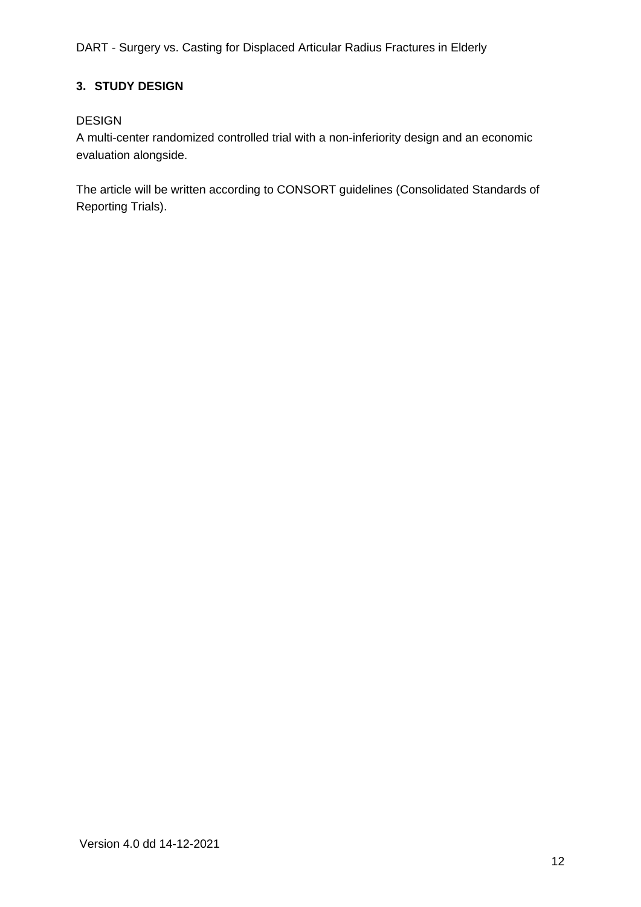## 3. STUDY DESIGN

DESIGN

A multi-center randomized controlled trial with a non-inferiority design and an economic evaluation alongside.

The article will be written according to CONSORT guidelines (Consolidated Standards of Reporting Trials).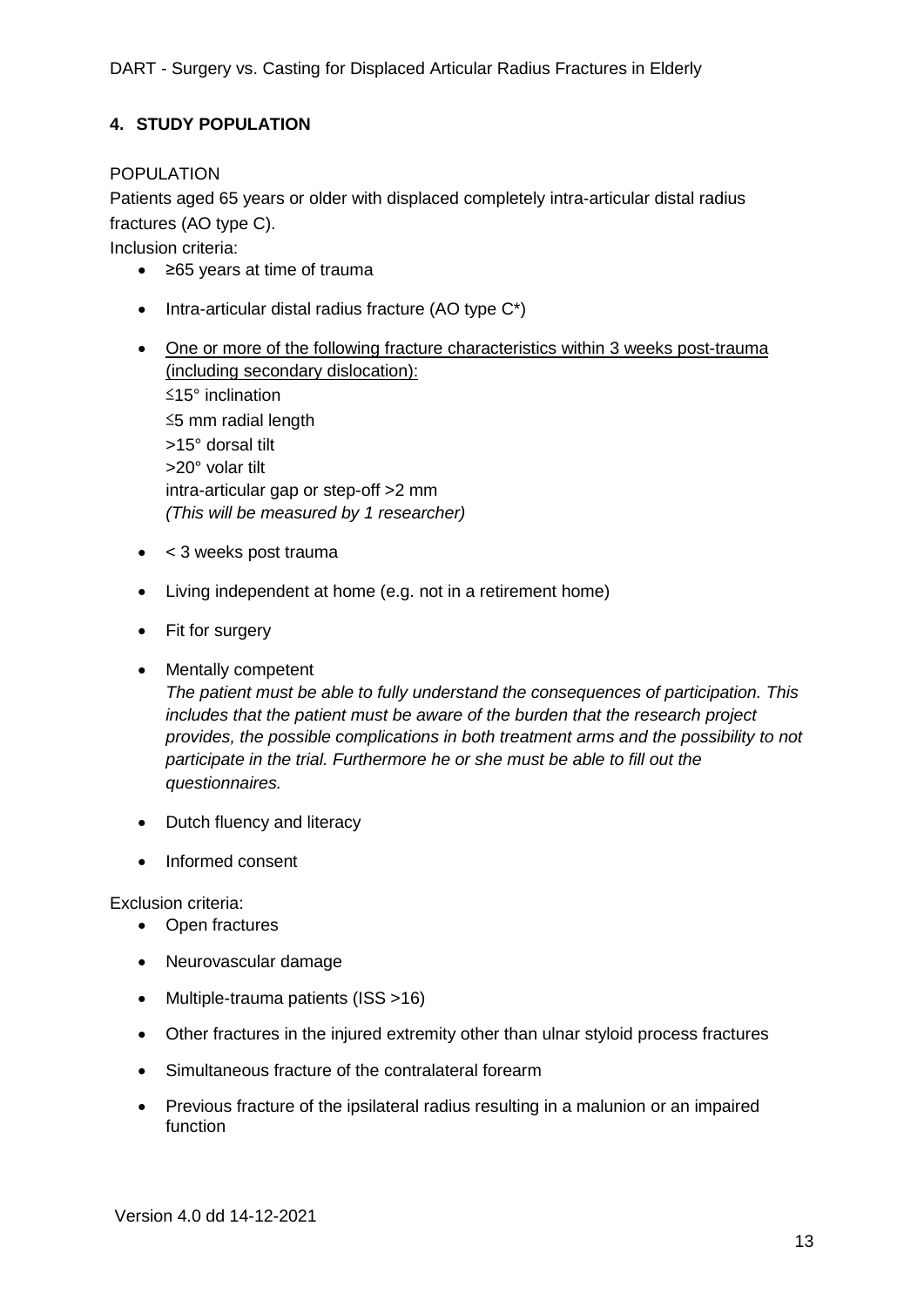## 4. STUDY POPULATION

POPULATION

Patients aged 65 years or older with displaced completely intra-articular distal radius fractures (AO type C).

Inclusion criteria:

- ≥65 years at time of trauma
- Intra-articular distal radius fracture (AO type C*)
- <u>One or more of the following fracture characteristics within 3 weeks post-trauma (including secondary dislocation):</u>
  ≤15° inclination
  ≤5 mm radial length
  >15° dorsal tilt
  >20° volar tilt
  intra-articular gap or step-off >2 mm
  *(This will be measured by 1 researcher)*
- < 3 weeks post trauma
- Living independent at home (e.g. not in a retirement home)
- Fit for surgery
- Mentally competent
  *The patient must be able to fully understand the consequences of participation. This includes that the patient must be aware of the burden that the research project provides, the possible complications in both treatment arms and the possibility to not participate in the trial. Furthermore he or she must be able to fill out the questionnaires.*
- Dutch fluency and literacy
- Informed consent

Exclusion criteria:

- Open fractures
- Neurovascular damage
- Multiple-trauma patients (ISS >16)
- Other fractures in the injured extremity other than ulnar styloid process fractures
- Simultaneous fracture of the contralateral forearm
- Previous fracture of the ipsilateral radius resulting in a malunion or an impaired function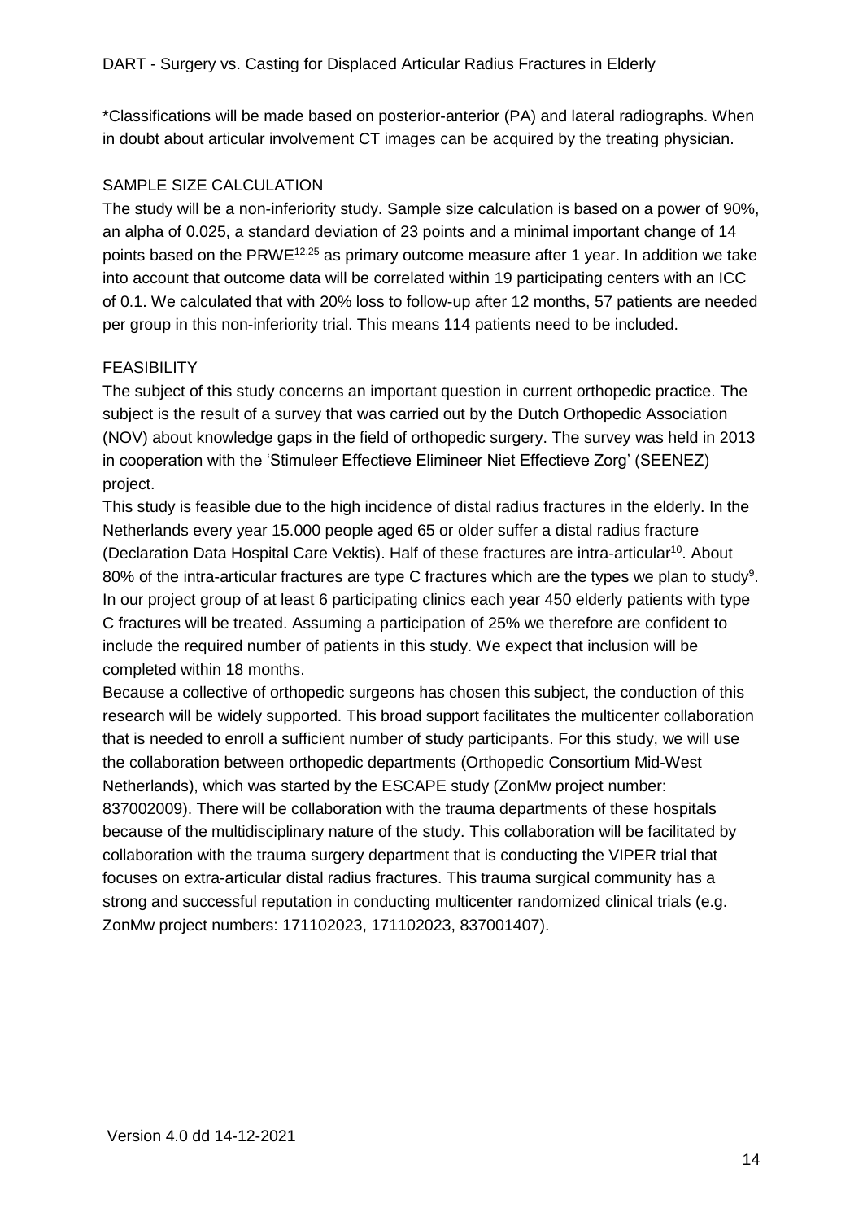*Classifications will be made based on posterior-anterior (PA) and lateral radiographs. When in doubt about articular involvement CT images can be acquired by the treating physician.

## SAMPLE SIZE CALCULATION

The study will be a non-inferiority study. Sample size calculation is based on a power of 90%, an alpha of 0.025, a standard deviation of 23 points and a minimal important change of 14 points based on the PRWE[12,25] as primary outcome measure after 1 year. In addition we take into account that outcome data will be correlated within 19 participating centers with an ICC of 0.1. We calculated that with 20% loss to follow-up after 12 months, 57 patients are needed per group in this non-inferiority trial. This means 114 patients need to be included.

## FEASIBILITY

The subject of this study concerns an important question in current orthopedic practice. The subject is the result of a survey that was carried out by the Dutch Orthopedic Association (NOV) about knowledge gaps in the field of orthopedic surgery. The survey was held in 2013 in cooperation with the 'Stimuleer Effectieve Elimineer Niet Effectieve Zorg' (SEENEZ) project.

This study is feasible due to the high incidence of distal radius fractures in the elderly. In the Netherlands every year 15.000 people aged 65 or older suffer a distal radius fracture (Declaration Data Hospital Care Vektis). Half of these fractures are intra-articular[10]. About 80% of the intra-articular fractures are type C fractures which are the types we plan to study[9]. In our project group of at least 6 participating clinics each year 450 elderly patients with type C fractures will be treated. Assuming a participation of 25% we therefore are confident to include the required number of patients in this study. We expect that inclusion will be completed within 18 months.

Because a collective of orthopedic surgeons has chosen this subject, the conduction of this research will be widely supported. This broad support facilitates the multicenter collaboration that is needed to enroll a sufficient number of study participants. For this study, we will use the collaboration between orthopedic departments (Orthopedic Consortium Mid-West Netherlands), which was started by the ESCAPE study (ZonMw project number: 837002009). There will be collaboration with the trauma departments of these hospitals because of the multidisciplinary nature of the study. This collaboration will be facilitated by collaboration with the trauma surgery department that is conducting the VIPER trial that focuses on extra-articular distal radius fractures. This trauma surgical community has a strong and successful reputation in conducting multicenter randomized clinical trials (e.g. ZonMw project numbers: 171102023, 171102023, 837001407).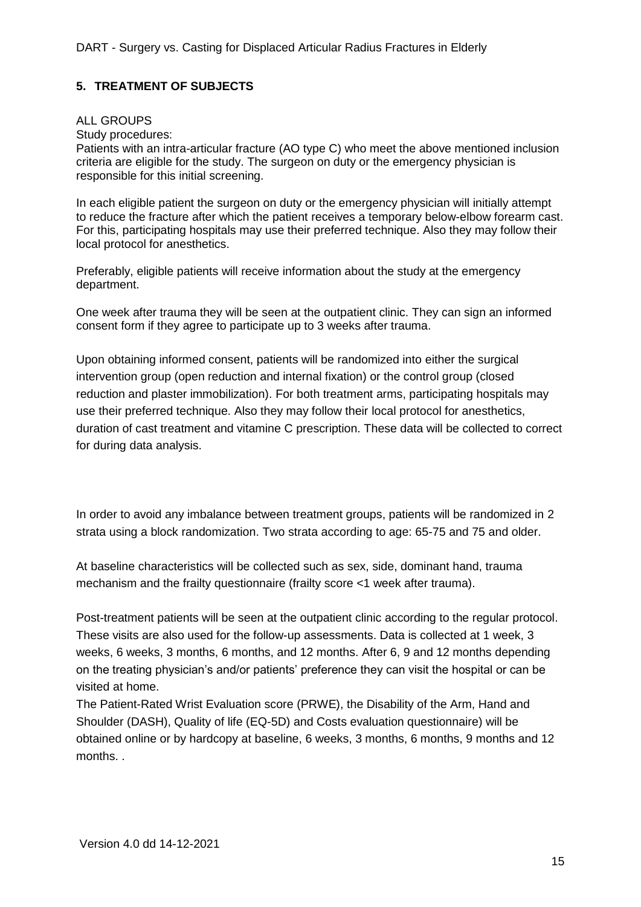## 5. TREATMENT OF SUBJECTS

ALL GROUPS

Study procedures:

Patients with an intra-articular fracture (AO type C) who meet the above mentioned inclusion criteria are eligible for the study. The surgeon on duty or the emergency physician is responsible for this initial screening.

In each eligible patient the surgeon on duty or the emergency physician will initially attempt to reduce the fracture after which the patient receives a temporary below-elbow forearm cast. For this, participating hospitals may use their preferred technique. Also they may follow their local protocol for anesthetics.

Preferably, eligible patients will receive information about the study at the emergency department.

One week after trauma they will be seen at the outpatient clinic. They can sign an informed consent form if they agree to participate up to 3 weeks after trauma.

Upon obtaining informed consent, patients will be randomized into either the surgical intervention group (open reduction and internal fixation) or the control group (closed reduction and plaster immobilization). For both treatment arms, participating hospitals may use their preferred technique. Also they may follow their local protocol for anesthetics, duration of cast treatment and vitamine C prescription. These data will be collected to correct for during data analysis.

In order to avoid any imbalance between treatment groups, patients will be randomized in 2 strata using a block randomization. Two strata according to age: 65-75 and 75 and older.

At baseline characteristics will be collected such as sex, side, dominant hand, trauma mechanism and the frailty questionnaire (frailty score <1 week after trauma).

Post-treatment patients will be seen at the outpatient clinic according to the regular protocol. These visits are also used for the follow-up assessments. Data is collected at 1 week, 3 weeks, 6 weeks, 3 months, 6 months, and 12 months. After 6, 9 and 12 months depending on the treating physician's and/or patients' preference they can visit the hospital or can be visited at home.

The Patient-Rated Wrist Evaluation score (PRWE), the Disability of the Arm, Hand and Shoulder (DASH), Quality of life (EQ-5D) and Costs evaluation questionnaire) will be obtained online or by hardcopy at baseline, 6 weeks, 3 months, 6 months, 9 months and 12 months. .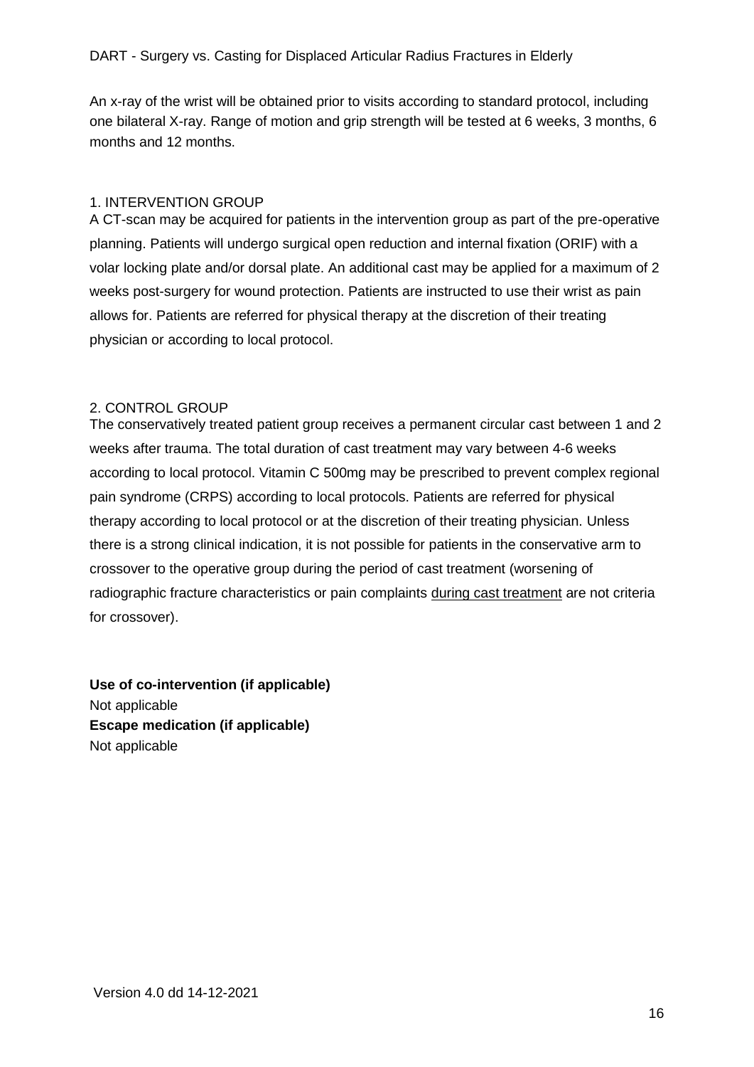An x-ray of the wrist will be obtained prior to visits according to standard protocol, including one bilateral X-ray. Range of motion and grip strength will be tested at 6 weeks, 3 months, 6 months and 12 months.

1. INTERVENTION GROUP

A CT-scan may be acquired for patients in the intervention group as part of the pre-operative planning. Patients will undergo surgical open reduction and internal fixation (ORIF) with a volar locking plate and/or dorsal plate. An additional cast may be applied for a maximum of 2 weeks post-surgery for wound protection. Patients are instructed to use their wrist as pain allows for. Patients are referred for physical therapy at the discretion of their treating physician or according to local protocol.

2. CONTROL GROUP

The conservatively treated patient group receives a permanent circular cast between 1 and 2 weeks after trauma. The total duration of cast treatment may vary between 4-6 weeks according to local protocol. Vitamin C 500mg may be prescribed to prevent complex regional pain syndrome (CRPS) according to local protocols. Patients are referred for physical therapy according to local protocol or at the discretion of their treating physician. Unless there is a strong clinical indication, it is not possible for patients in the conservative arm to crossover to the operative group during the period of cast treatment (worsening of radiographic fracture characteristics or pain complaints <u>during cast treatment</u> are not criteria for crossover).

**Use of co-intervention (if applicable)**

Not applicable

**Escape medication (if applicable)**

Not applicable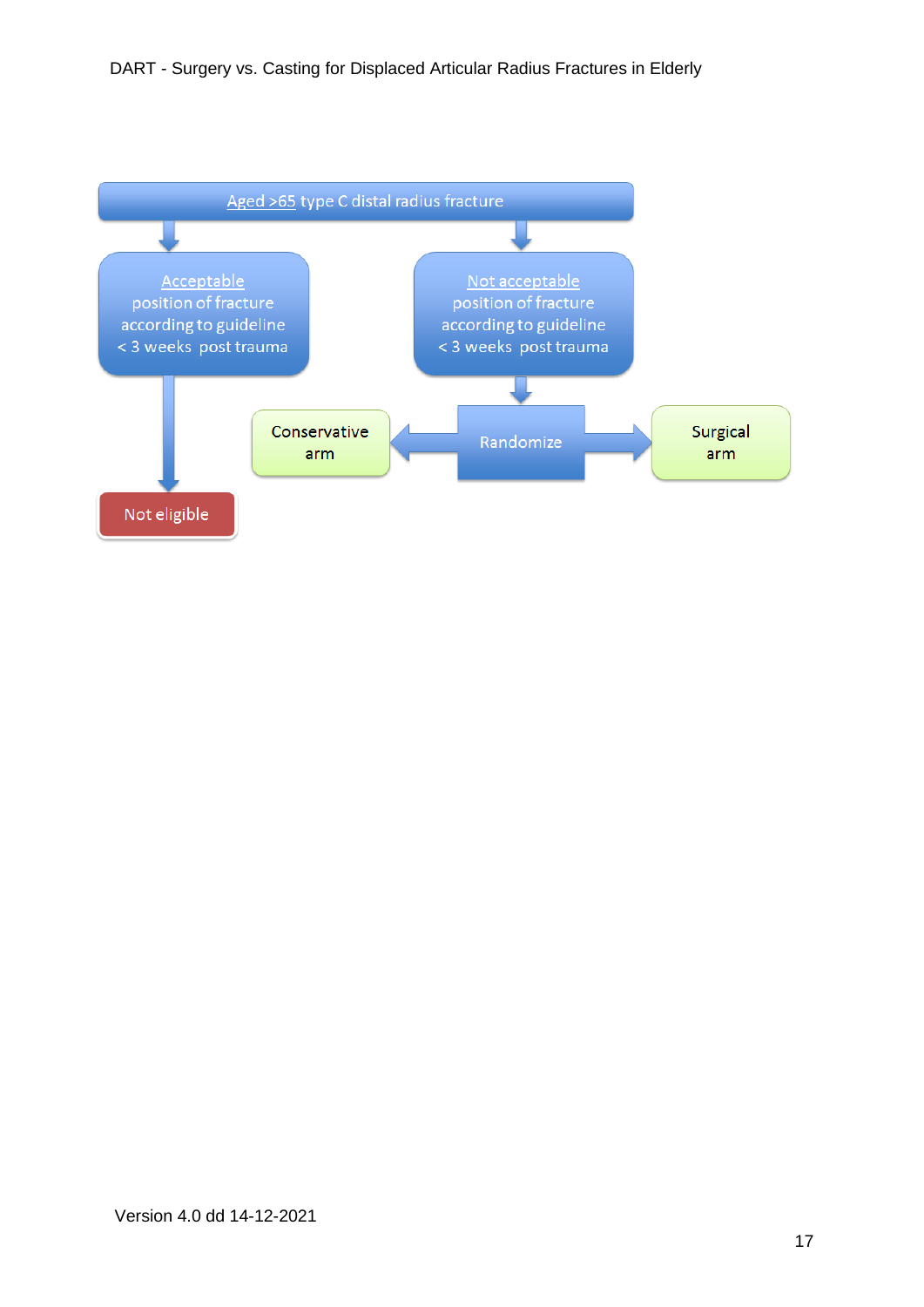Aged >65 type C distal radius fracture

Acceptable position of fracture according to guideline < 3 weeks post trauma

Not acceptable position of fracture according to guideline < 3 weeks post trauma

Conservative arm

Randomize

Surgical arm

Not eligible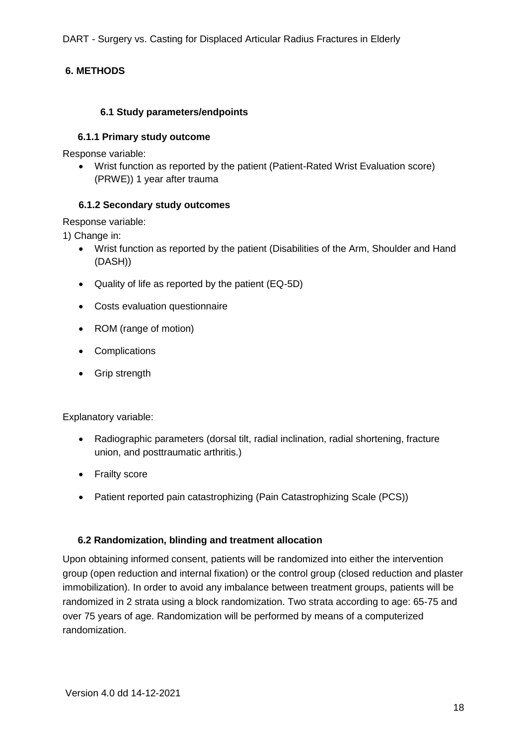## 6. METHODS

### 6.1 Study parameters/endpoints

#### 6.1.1 Primary study outcome

Response variable:

- Wrist function as reported by the patient (Patient-Rated Wrist Evaluation score) (PRWE)) 1 year after trauma

#### 6.1.2 Secondary study outcomes

Response variable:

1) Change in:

- Wrist function as reported by the patient (Disabilities of the Arm, Shoulder and Hand (DASH))
- Quality of life as reported by the patient (EQ-5D)
- Costs evaluation questionnaire
- ROM (range of motion)
- Complications
- Grip strength

Explanatory variable:

- Radiographic parameters (dorsal tilt, radial inclination, radial shortening, fracture union, and posttraumatic arthritis.)
- Frailty score
- Patient reported pain catastrophizing (Pain Catastrophizing Scale (PCS))

### 6.2 Randomization, blinding and treatment allocation

Upon obtaining informed consent, patients will be randomized into either the intervention group (open reduction and internal fixation) or the control group (closed reduction and plaster immobilization). In order to avoid any imbalance between treatment groups, patients will be randomized in 2 strata using a block randomization. Two strata according to age: 65-75 and over 75 years of age. Randomization will be performed by means of a computerized randomization.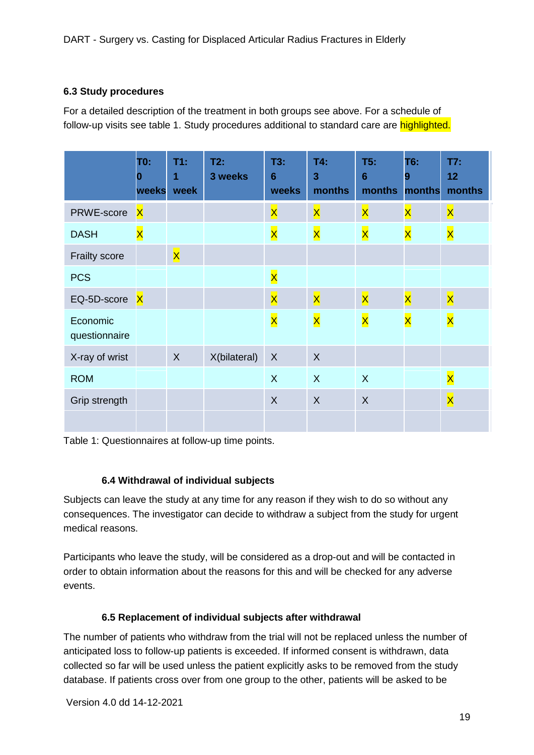### 6.3 Study procedures

For a detailed description of the treatment in both groups see above. For a schedule of follow-up visits see table 1. Study procedures additional to standard care are highlighted.

| | T0: 0 weeks | T1: 1 week | T2: 3 weeks | T3: 6 weeks | T4: 3 months | T5: 6 months | T6: 9 months | T7: 12 months |
|---|---|---|---|---|---|---|---|---|
| PRWE-score | X | | | X | X | X | X | X |
| DASH | X | | | X | X | X | X | X |
| Frailty score | | X | | | | | | |
| PCS | | | | X | | | | |
| EQ-5D-score | X | | | X | X | X | X | X |
| Economic questionnaire | | | | X | X | X | X | X |
| X-ray of wrist | | X | X(bilateral) | X | X | | | |
| ROM | | | | X | X | X | | X |
| Grip strength | | | | X | X | X | | X |
| | | | | | | | | |

Table 1: Questionnaires at follow-up time points.

#### 6.4 Withdrawal of individual subjects

Subjects can leave the study at any time for any reason if they wish to do so without any consequences. The investigator can decide to withdraw a subject from the study for urgent medical reasons.

Participants who leave the study, will be considered as a drop-out and will be contacted in order to obtain information about the reasons for this and will be checked for any adverse events.

#### 6.5 Replacement of individual subjects after withdrawal

The number of patients who withdraw from the trial will not be replaced unless the number of anticipated loss to follow-up patients is exceeded. If informed consent is withdrawn, data collected so far will be used unless the patient explicitly asks to be removed from the study database. If patients cross over from one group to the other, patients will be asked to be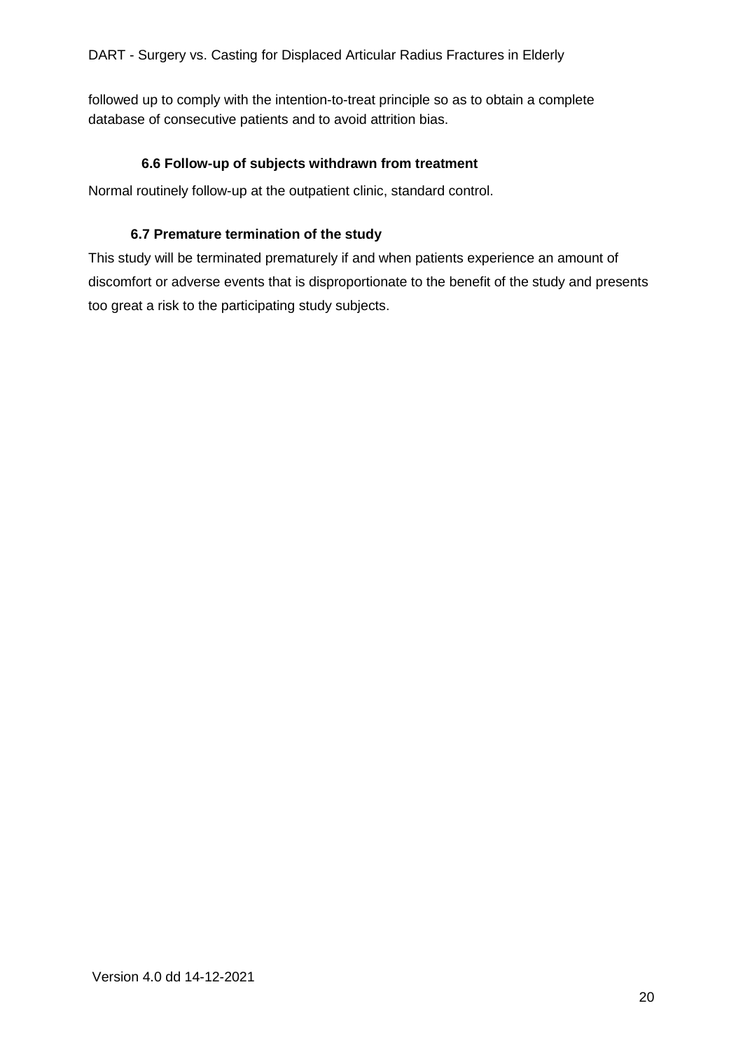followed up to comply with the intention-to-treat principle so as to obtain a complete database of consecutive patients and to avoid attrition bias.

### 6.6 Follow-up of subjects withdrawn from treatment

Normal routinely follow-up at the outpatient clinic, standard control.

### 6.7 Premature termination of the study

This study will be terminated prematurely if and when patients experience an amount of discomfort or adverse events that is disproportionate to the benefit of the study and presents too great a risk to the participating study subjects.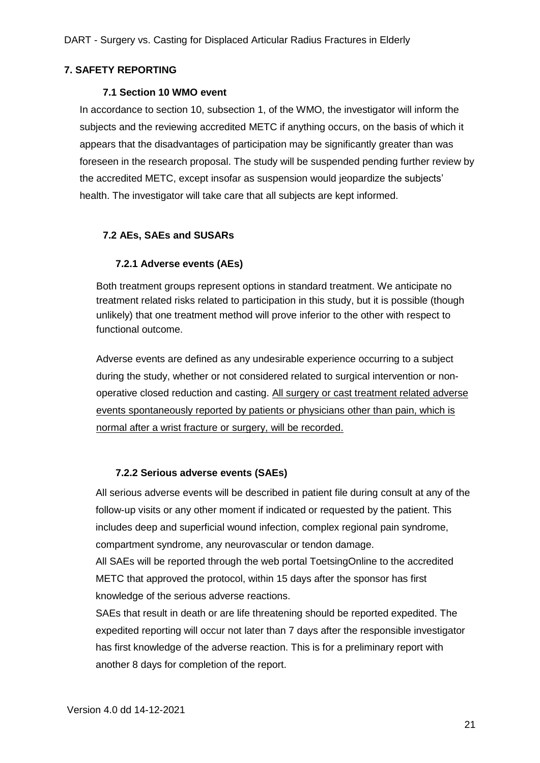## 7. SAFETY REPORTING

### 7.1 Section 10 WMO event

In accordance to section 10, subsection 1, of the WMO, the investigator will inform the subjects and the reviewing accredited METC if anything occurs, on the basis of which it appears that the disadvantages of participation may be significantly greater than was foreseen in the research proposal. The study will be suspended pending further review by the accredited METC, except insofar as suspension would jeopardize the subjects' health. The investigator will take care that all subjects are kept informed.

### 7.2 AEs, SAEs and SUSARs

#### 7.2.1 Adverse events (AEs)

Both treatment groups represent options in standard treatment. We anticipate no treatment related risks related to participation in this study, but it is possible (though unlikely) that one treatment method will prove inferior to the other with respect to functional outcome.

Adverse events are defined as any undesirable experience occurring to a subject during the study, whether or not considered related to surgical intervention or non-operative closed reduction and casting. <u>All surgery or cast treatment related adverse events spontaneously reported by patients or physicians other than pain, which is normal after a wrist fracture or surgery, will be recorded.</u>

#### 7.2.2 Serious adverse events (SAEs)

All serious adverse events will be described in patient file during consult at any of the follow-up visits or any other moment if indicated or requested by the patient. This includes deep and superficial wound infection, complex regional pain syndrome, compartment syndrome, any neurovascular or tendon damage.

All SAEs will be reported through the web portal ToetsingOnline to the accredited METC that approved the protocol, within 15 days after the sponsor has first knowledge of the serious adverse reactions.

SAEs that result in death or are life threatening should be reported expedited. The expedited reporting will occur not later than 7 days after the responsible investigator has first knowledge of the adverse reaction. This is for a preliminary report with another 8 days for completion of the report.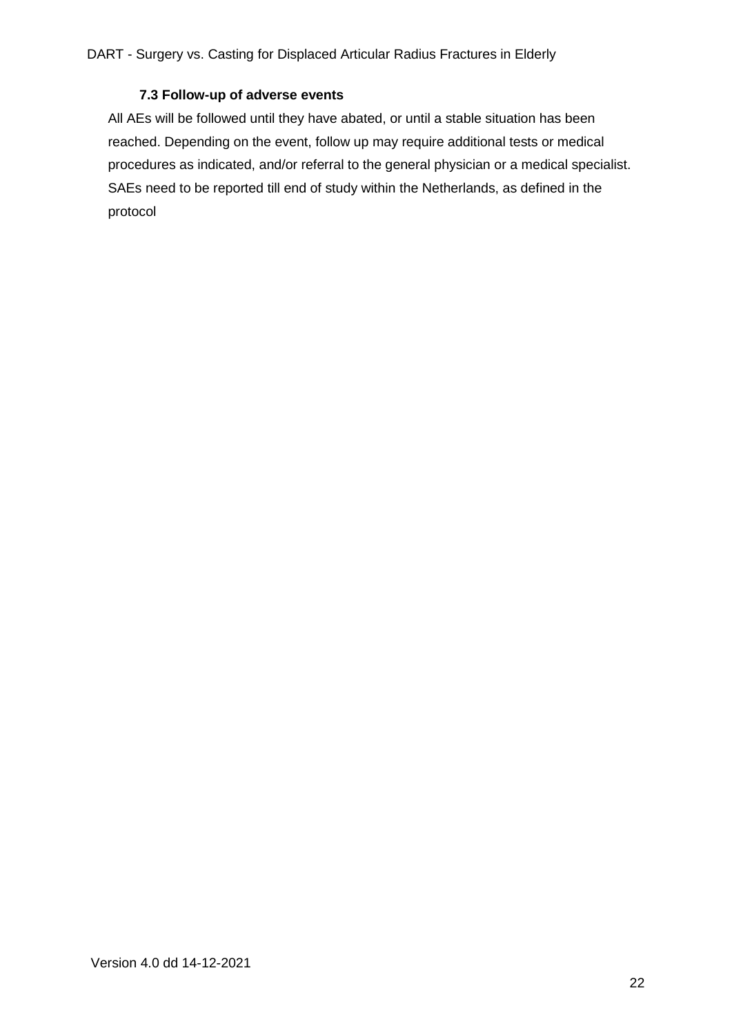### 7.3 Follow-up of adverse events

All AEs will be followed until they have abated, or until a stable situation has been reached. Depending on the event, follow up may require additional tests or medical procedures as indicated, and/or referral to the general physician or a medical specialist. SAEs need to be reported till end of study within the Netherlands, as defined in the protocol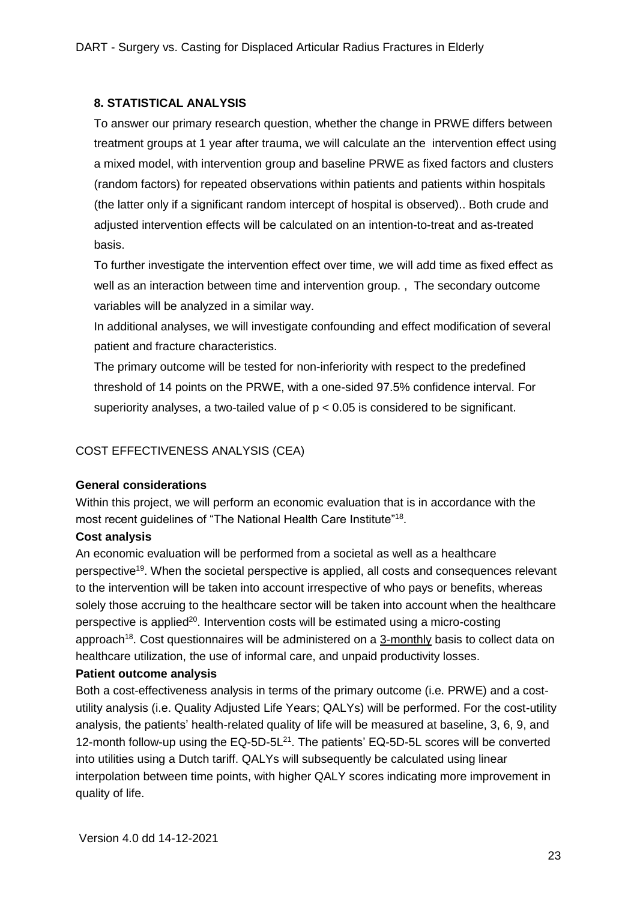## 8. STATISTICAL ANALYSIS

To answer our primary research question, whether the change in PRWE differs between treatment groups at 1 year after trauma, we will calculate an the intervention effect using a mixed model, with intervention group and baseline PRWE as fixed factors and clusters (random factors) for repeated observations within patients and patients within hospitals (the latter only if a significant random intercept of hospital is observed).. Both crude and adjusted intervention effects will be calculated on an intention-to-treat and as-treated basis.

To further investigate the intervention effect over time, we will add time as fixed effect as well as an interaction between time and intervention group. , The secondary outcome variables will be analyzed in a similar way.

In additional analyses, we will investigate confounding and effect modification of several patient and fracture characteristics.

The primary outcome will be tested for non-inferiority with respect to the predefined threshold of 14 points on the PRWE, with a one-sided 97.5% confidence interval. For superiority analyses, a two-tailed value of $p < 0.05$ is considered to be significant.

## COST EFFECTIVENESS ANALYSIS (CEA)

### General considerations

Within this project, we will perform an economic evaluation that is in accordance with the most recent guidelines of "The National Health Care Institute"[18].

### Cost analysis

An economic evaluation will be performed from a societal as well as a healthcare perspective[19]. When the societal perspective is applied, all costs and consequences relevant to the intervention will be taken into account irrespective of who pays or benefits, whereas solely those accruing to the healthcare sector will be taken into account when the healthcare perspective is applied[20]. Intervention costs will be estimated using a micro-costing approach[18]. Cost questionnaires will be administered on a <u>3-monthly</u> basis to collect data on healthcare utilization, the use of informal care, and unpaid productivity losses.

### Patient outcome analysis

Both a cost-effectiveness analysis in terms of the primary outcome (i.e. PRWE) and a cost-utility analysis (i.e. Quality Adjusted Life Years; QALYs) will be performed. For the cost-utility analysis, the patients' health-related quality of life will be measured at baseline, 3, 6, 9, and 12-month follow-up using the EQ-5D-5L[21]. The patients' EQ-5D-5L scores will be converted into utilities using a Dutch tariff. QALYs will subsequently be calculated using linear interpolation between time points, with higher QALY scores indicating more improvement in quality of life.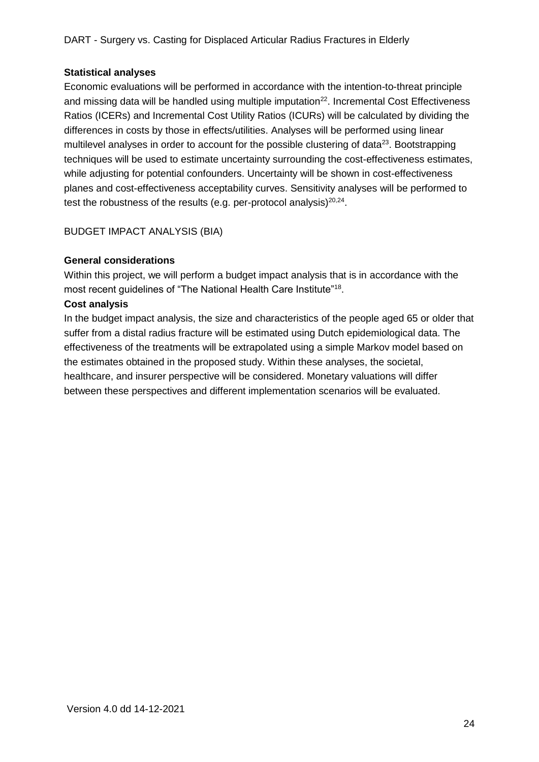**Statistical analyses**

Economic evaluations will be performed in accordance with the intention-to-threat principle and missing data will be handled using multiple imputation[22]. Incremental Cost Effectiveness Ratios (ICERs) and Incremental Cost Utility Ratios (ICURs) will be calculated by dividing the differences in costs by those in effects/utilities. Analyses will be performed using linear multilevel analyses in order to account for the possible clustering of data[23]. Bootstrapping techniques will be used to estimate uncertainty surrounding the cost-effectiveness estimates, while adjusting for potential confounders. Uncertainty will be shown in cost-effectiveness planes and cost-effectiveness acceptability curves. Sensitivity analyses will be performed to test the robustness of the results (e.g. per-protocol analysis)[20,24].

BUDGET IMPACT ANALYSIS (BIA)

**General considerations**

Within this project, we will perform a budget impact analysis that is in accordance with the most recent guidelines of "The National Health Care Institute"[18].

**Cost analysis**

In the budget impact analysis, the size and characteristics of the people aged 65 or older that suffer from a distal radius fracture will be estimated using Dutch epidemiological data. The effectiveness of the treatments will be extrapolated using a simple Markov model based on the estimates obtained in the proposed study. Within these analyses, the societal, healthcare, and insurer perspective will be considered. Monetary valuations will differ between these perspectives and different implementation scenarios will be evaluated.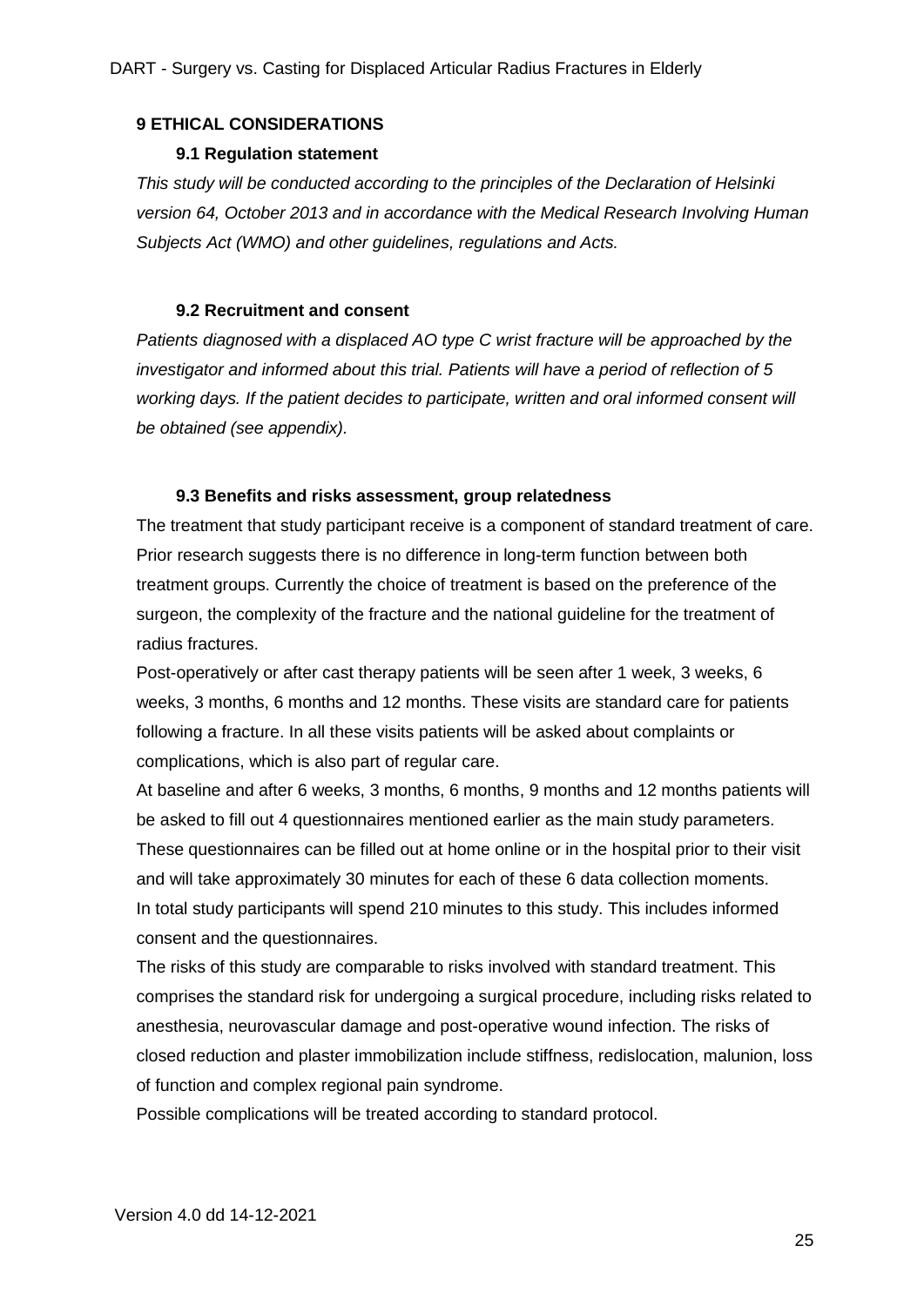# 9 ETHICAL CONSIDERATIONS

## 9.1 Regulation statement

*This study will be conducted according to the principles of the Declaration of Helsinki version 64, October 2013 and in accordance with the Medical Research Involving Human Subjects Act (WMO) and other guidelines, regulations and Acts.*

## 9.2 Recruitment and consent

*Patients diagnosed with a displaced AO type C wrist fracture will be approached by the investigator and informed about this trial. Patients will have a period of reflection of 5 working days. If the patient decides to participate, written and oral informed consent will be obtained (see appendix).*

## 9.3 Benefits and risks assessment, group relatedness

The treatment that study participant receive is a component of standard treatment of care. Prior research suggests there is no difference in long-term function between both treatment groups. Currently the choice of treatment is based on the preference of the surgeon, the complexity of the fracture and the national guideline for the treatment of radius fractures.

Post-operatively or after cast therapy patients will be seen after 1 week, 3 weeks, 6 weeks, 3 months, 6 months and 12 months. These visits are standard care for patients following a fracture. In all these visits patients will be asked about complaints or complications, which is also part of regular care.

At baseline and after 6 weeks, 3 months, 6 months, 9 months and 12 months patients will be asked to fill out 4 questionnaires mentioned earlier as the main study parameters. These questionnaires can be filled out at home online or in the hospital prior to their visit and will take approximately 30 minutes for each of these 6 data collection moments. In total study participants will spend 210 minutes to this study. This includes informed consent and the questionnaires.

The risks of this study are comparable to risks involved with standard treatment. This comprises the standard risk for undergoing a surgical procedure, including risks related to anesthesia, neurovascular damage and post-operative wound infection. The risks of closed reduction and plaster immobilization include stiffness, redislocation, malunion, loss of function and complex regional pain syndrome.

Possible complications will be treated according to standard protocol.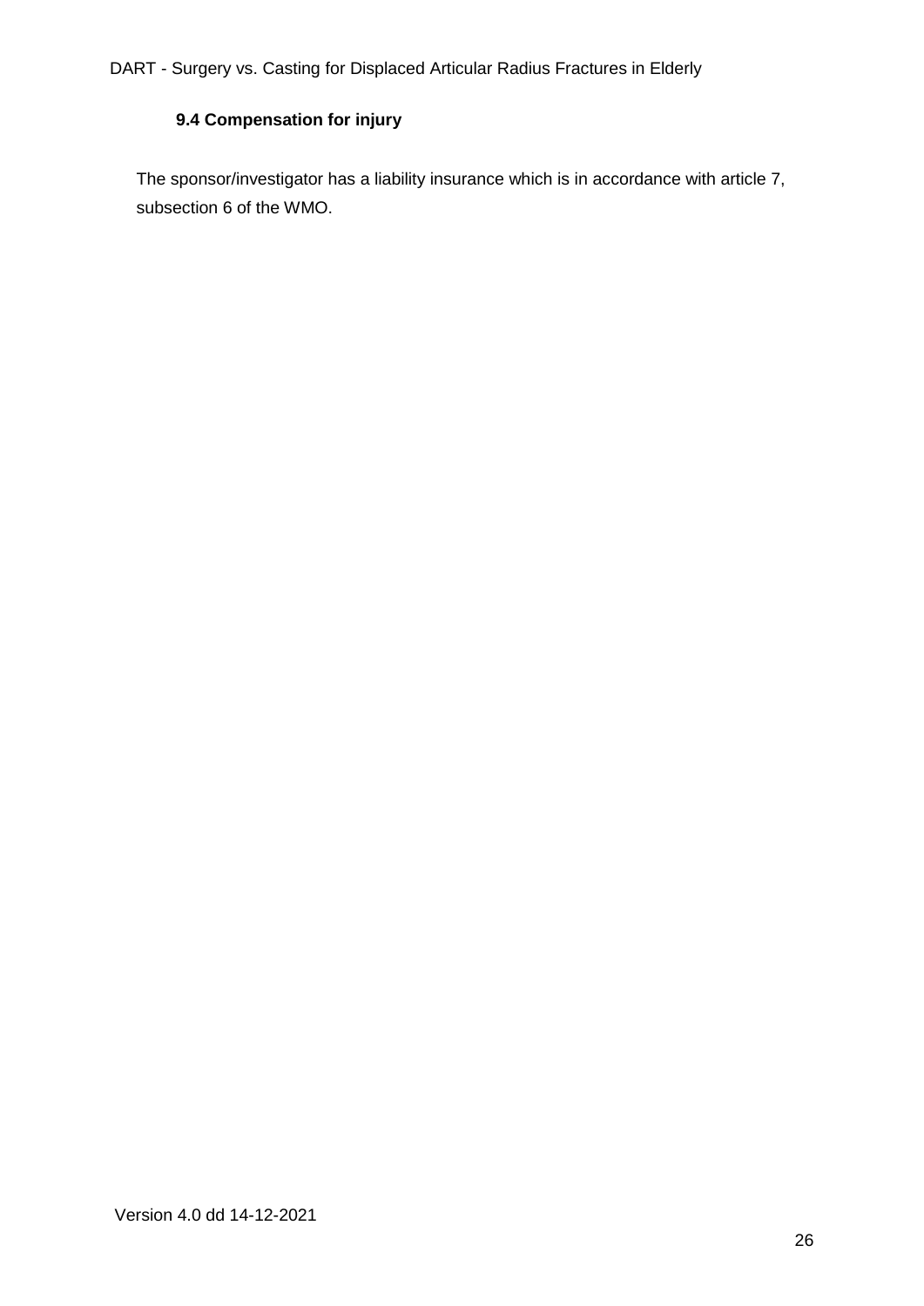### 9.4 Compensation for injury

The sponsor/investigator has a liability insurance which is in accordance with article 7, subsection 6 of the WMO.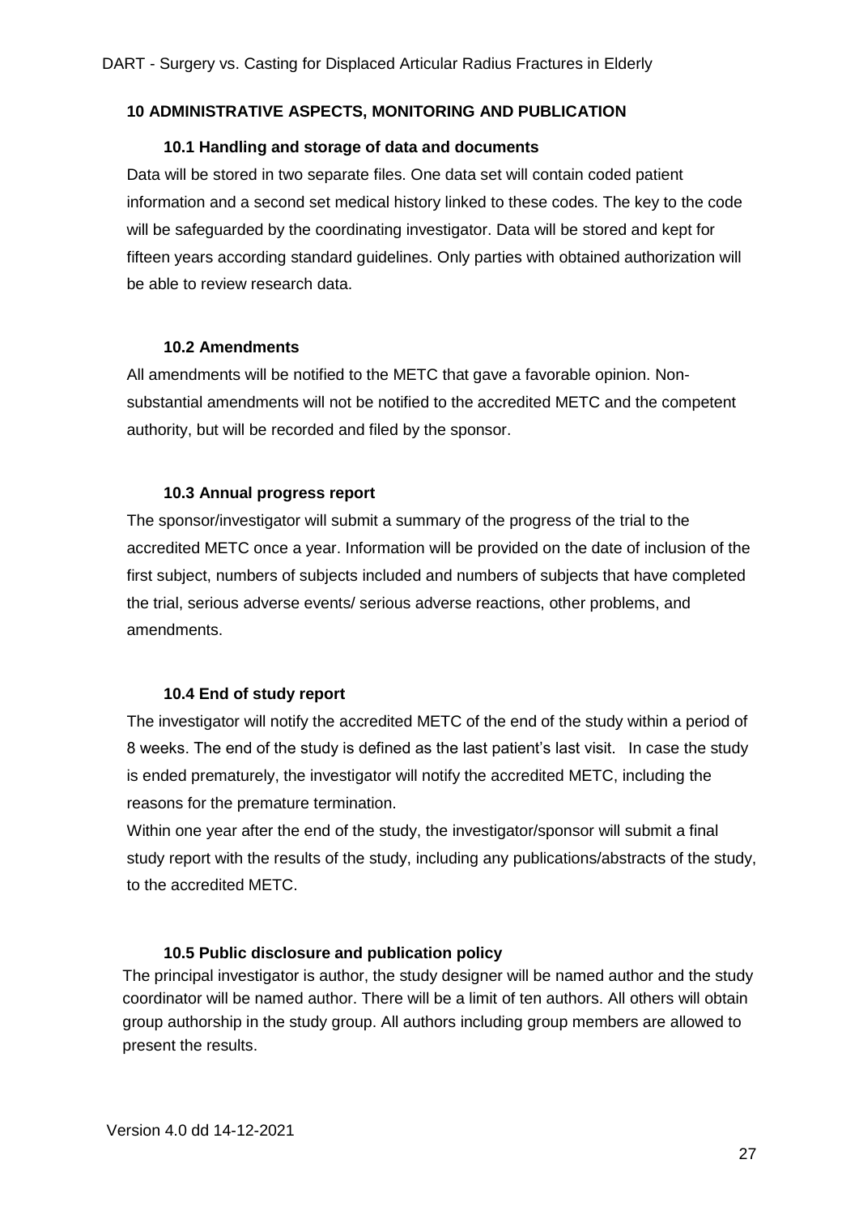## 10 ADMINISTRATIVE ASPECTS, MONITORING AND PUBLICATION

### 10.1 Handling and storage of data and documents

Data will be stored in two separate files. One data set will contain coded patient information and a second set medical history linked to these codes. The key to the code will be safeguarded by the coordinating investigator. Data will be stored and kept for fifteen years according standard guidelines. Only parties with obtained authorization will be able to review research data.

### 10.2 Amendments

All amendments will be notified to the METC that gave a favorable opinion. Non-substantial amendments will not be notified to the accredited METC and the competent authority, but will be recorded and filed by the sponsor.

### 10.3 Annual progress report

The sponsor/investigator will submit a summary of the progress of the trial to the accredited METC once a year. Information will be provided on the date of inclusion of the first subject, numbers of subjects included and numbers of subjects that have completed the trial, serious adverse events/ serious adverse reactions, other problems, and amendments.

### 10.4 End of study report

The investigator will notify the accredited METC of the end of the study within a period of 8 weeks. The end of the study is defined as the last patient's last visit. In case the study is ended prematurely, the investigator will notify the accredited METC, including the reasons for the premature termination.

Within one year after the end of the study, the investigator/sponsor will submit a final study report with the results of the study, including any publications/abstracts of the study, to the accredited METC.

### 10.5 Public disclosure and publication policy

The principal investigator is author, the study designer will be named author and the study coordinator will be named author. There will be a limit of ten authors. All others will obtain group authorship in the study group. All authors including group members are allowed to present the results.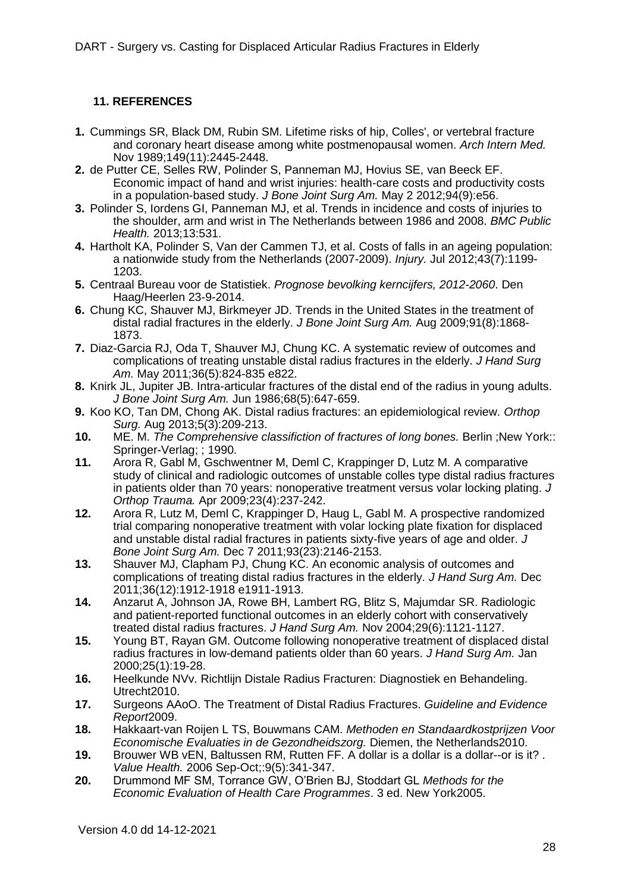## 11. REFERENCES

1. Cummings SR, Black DM, Rubin SM. Lifetime risks of hip, Colles', or vertebral fracture and coronary heart disease among white postmenopausal women. *Arch Intern Med.* Nov 1989;149(11):2445-2448.
2. de Putter CE, Selles RW, Polinder S, Panneman MJ, Hovius SE, van Beeck EF. Economic impact of hand and wrist injuries: health-care costs and productivity costs in a population-based study. *J Bone Joint Surg Am.* May 2 2012;94(9):e56.
3. Polinder S, Iordens GI, Panneman MJ, et al. Trends in incidence and costs of injuries to the shoulder, arm and wrist in The Netherlands between 1986 and 2008. *BMC Public Health.* 2013;13:531.
4. Hartholt KA, Polinder S, Van der Cammen TJ, et al. Costs of falls in an ageing population: a nationwide study from the Netherlands (2007-2009). *Injury.* Jul 2012;43(7):1199-1203.
5. Centraal Bureau voor de Statistiek. *Prognose bevolking kerncijfers, 2012-2060*. Den Haag/Heerlen 23-9-2014.
6. Chung KC, Shauver MJ, Birkmeyer JD. Trends in the United States in the treatment of distal radial fractures in the elderly. *J Bone Joint Surg Am.* Aug 2009;91(8):1868-1873.
7. Diaz-Garcia RJ, Oda T, Shauver MJ, Chung KC. A systematic review of outcomes and complications of treating unstable distal radius fractures in the elderly. *J Hand Surg Am.* May 2011;36(5):824-835 e822.
8. Knirk JL, Jupiter JB. Intra-articular fractures of the distal end of the radius in young adults. *J Bone Joint Surg Am.* Jun 1986;68(5):647-659.
9. Koo KO, Tan DM, Chong AK. Distal radius fractures: an epidemiological review. *Orthop Surg.* Aug 2013;5(3):209-213.
10. ME. M. *The Comprehensive classifiction of fractures of long bones.* Berlin ;New York:: Springer-Verlag; ; 1990.
11. Arora R, Gabl M, Gschwentner M, Deml C, Krappinger D, Lutz M. A comparative study of clinical and radiologic outcomes of unstable colles type distal radius fractures in patients older than 70 years: nonoperative treatment versus volar locking plating. *J Orthop Trauma.* Apr 2009;23(4):237-242.
12. Arora R, Lutz M, Deml C, Krappinger D, Haug L, Gabl M. A prospective randomized trial comparing nonoperative treatment with volar locking plate fixation for displaced and unstable distal radial fractures in patients sixty-five years of age and older. *J Bone Joint Surg Am.* Dec 7 2011;93(23):2146-2153.
13. Shauver MJ, Clapham PJ, Chung KC. An economic analysis of outcomes and complications of treating distal radius fractures in the elderly. *J Hand Surg Am.* Dec 2011;36(12):1912-1918 e1911-1913.
14. Anzarut A, Johnson JA, Rowe BH, Lambert RG, Blitz S, Majumdar SR. Radiologic and patient-reported functional outcomes in an elderly cohort with conservatively treated distal radius fractures. *J Hand Surg Am.* Nov 2004;29(6):1121-1127.
15. Young BT, Rayan GM. Outcome following nonoperative treatment of displaced distal radius fractures in low-demand patients older than 60 years. *J Hand Surg Am.* Jan 2000;25(1):19-28.
16. Heelkunde NVv. Richtlijn Distale Radius Fracturen: Diagnostiek en Behandeling. Utrecht2010.
17. Surgeons AAoO. The Treatment of Distal Radius Fractures. *Guideline and Evidence Report*2009.
18. Hakkaart-van Roijen L TS, Bouwmans CAM. *Methoden en Standaardkostprijzen Voor Economische Evaluaties in de Gezondheidszorg.* Diemen, the Netherlands2010.
19. Brouwer WB vEN, Baltussen RM, Rutten FF. A dollar is a dollar is a dollar--or is it? . *Value Health.* 2006 Sep-Oct;:9(5):341-347.
20. Drummond MF SM, Torrance GW, O'Brien BJ, Stoddart GL *Methods for the Economic Evaluation of Health Care Programmes*. 3 ed. New York2005.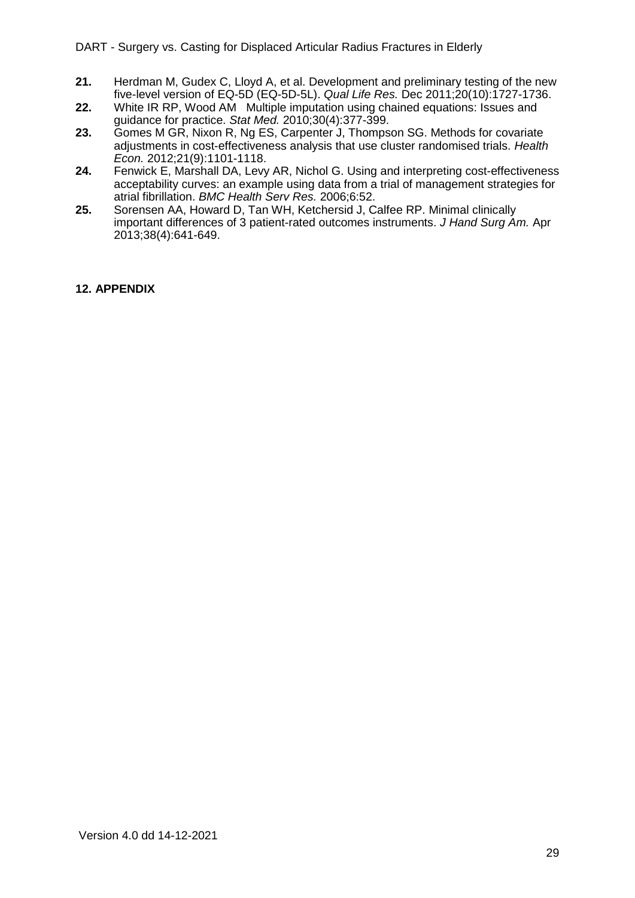21. Herdman M, Gudex C, Lloyd A, et al. Development and preliminary testing of the new five-level version of EQ-5D (EQ-5D-5L). *Qual Life Res.* Dec 2011;20(10):1727-1736.
22. White IR RP, Wood AM Multiple imputation using chained equations: Issues and guidance for practice. *Stat Med.* 2010;30(4):377-399.
23. Gomes M GR, Nixon R, Ng ES, Carpenter J, Thompson SG. Methods for covariate adjustments in cost-effectiveness analysis that use cluster randomised trials. *Health Econ.* 2012;21(9):1101-1118.
24. Fenwick E, Marshall DA, Levy AR, Nichol G. Using and interpreting cost-effectiveness acceptability curves: an example using data from a trial of management strategies for atrial fibrillation. *BMC Health Serv Res.* 2006;6:52.
25. Sorensen AA, Howard D, Tan WH, Ketchersid J, Calfee RP. Minimal clinically important differences of 3 patient-rated outcomes instruments. *J Hand Surg Am.* Apr 2013;38(4):641-649.

## 12. APPENDIX